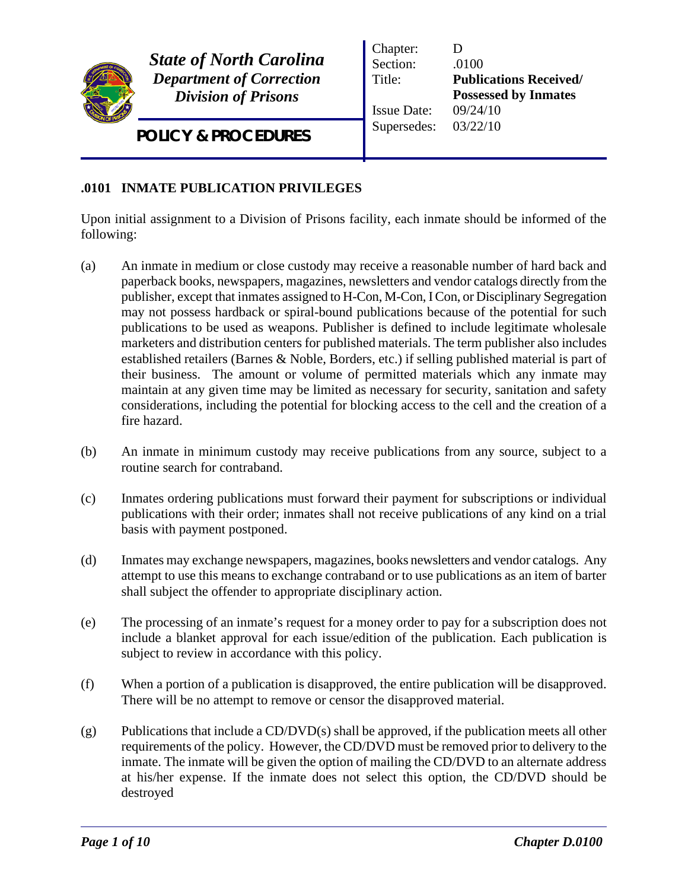*State of North Carolina*
*Department of Correction*
*Division of Prisons*

**POLICY & PROCEDURES**

| | |
|---|---|
| Chapter: | D |
| Section: | .0100 |
| Title: | **Publications Received/ Possessed by Inmates** |
| Issue Date: | 09/24/10 |
| Supersedes: | 03/22/10 |

## .0101 INMATE PUBLICATION PRIVILEGES

Upon initial assignment to a Division of Prisons facility, each inmate should be informed of the following:

(a) An inmate in medium or close custody may receive a reasonable number of hard back and paperback books, newspapers, magazines, newsletters and vendor catalogs directly from the publisher, except that inmates assigned to H-Con, M-Con, I Con, or Disciplinary Segregation may not possess hardback or spiral-bound publications because of the potential for such publications to be used as weapons. Publisher is defined to include legitimate wholesale marketers and distribution centers for published materials. The term publisher also includes established retailers (Barnes & Noble, Borders, etc.) if selling published material is part of their business. The amount or volume of permitted materials which any inmate may maintain at any given time may be limited as necessary for security, sanitation and safety considerations, including the potential for blocking access to the cell and the creation of a fire hazard.

(b) An inmate in minimum custody may receive publications from any source, subject to a routine search for contraband.

(c) Inmates ordering publications must forward their payment for subscriptions or individual publications with their order; inmates shall not receive publications of any kind on a trial basis with payment postponed.

(d) Inmates may exchange newspapers, magazines, books newsletters and vendor catalogs. Any attempt to use this means to exchange contraband or to use publications as an item of barter shall subject the offender to appropriate disciplinary action.

(e) The processing of an inmate's request for a money order to pay for a subscription does not include a blanket approval for each issue/edition of the publication. Each publication is subject to review in accordance with this policy.

(f) When a portion of a publication is disapproved, the entire publication will be disapproved. There will be no attempt to remove or censor the disapproved material.

(g) Publications that include a CD/DVD(s) shall be approved, if the publication meets all other requirements of the policy. However, the CD/DVD must be removed prior to delivery to the inmate. The inmate will be given the option of mailing the CD/DVD to an alternate address at his/her expense. If the inmate does not select this option, the CD/DVD should be destroyed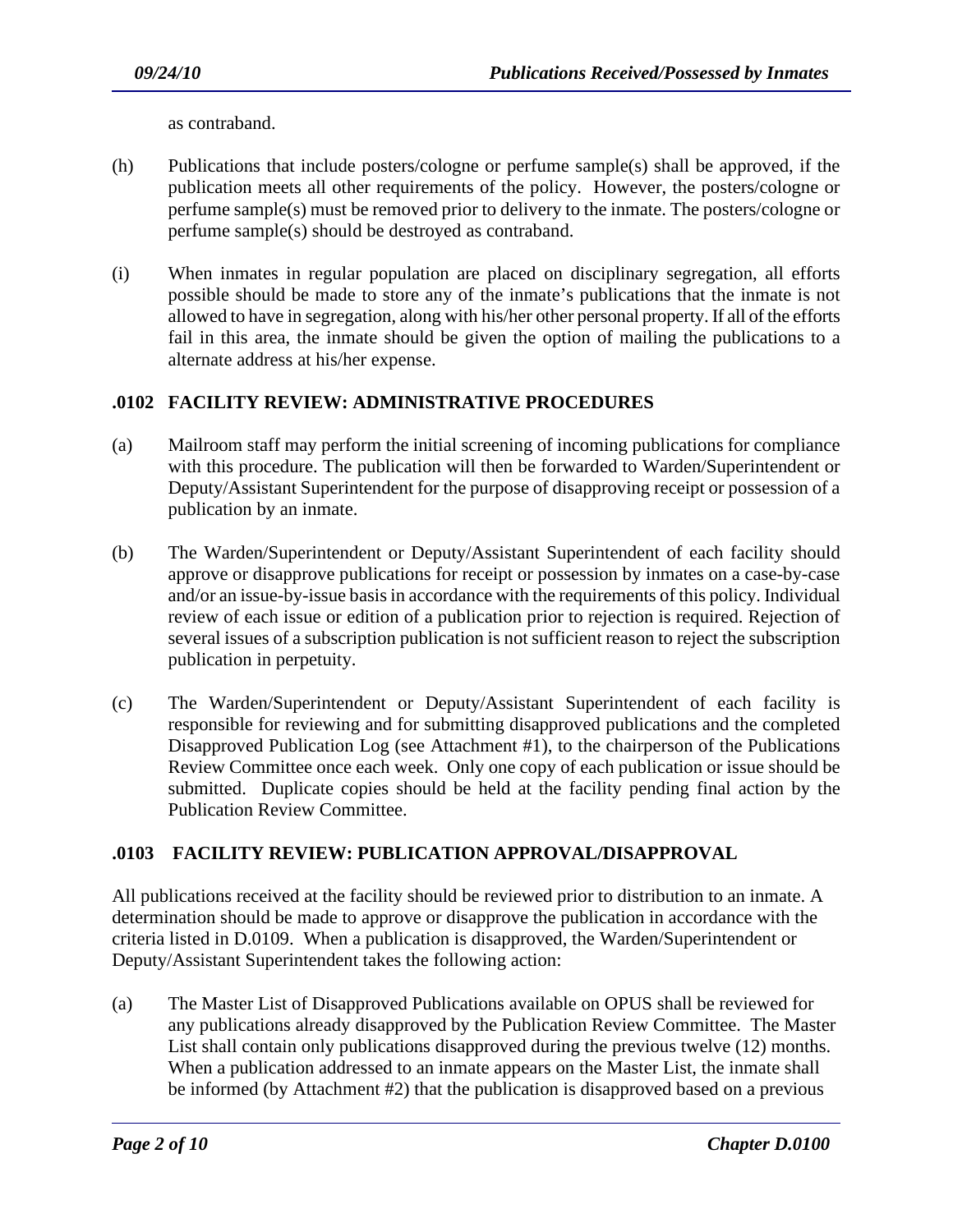as contraband.

(h) Publications that include posters/cologne or perfume sample(s) shall be approved, if the publication meets all other requirements of the policy. However, the posters/cologne or perfume sample(s) must be removed prior to delivery to the inmate. The posters/cologne or perfume sample(s) should be destroyed as contraband.

(i) When inmates in regular population are placed on disciplinary segregation, all efforts possible should be made to store any of the inmate's publications that the inmate is not allowed to have in segregation, along with his/her other personal property. If all of the efforts fail in this area, the inmate should be given the option of mailing the publications to a alternate address at his/her expense.

## .0102 FACILITY REVIEW: ADMINISTRATIVE PROCEDURES

(a) Mailroom staff may perform the initial screening of incoming publications for compliance with this procedure. The publication will then be forwarded to Warden/Superintendent or Deputy/Assistant Superintendent for the purpose of disapproving receipt or possession of a publication by an inmate.

(b) The Warden/Superintendent or Deputy/Assistant Superintendent of each facility should approve or disapprove publications for receipt or possession by inmates on a case-by-case and/or an issue-by-issue basis in accordance with the requirements of this policy. Individual review of each issue or edition of a publication prior to rejection is required. Rejection of several issues of a subscription publication is not sufficient reason to reject the subscription publication in perpetuity.

(c) The Warden/Superintendent or Deputy/Assistant Superintendent of each facility is responsible for reviewing and for submitting disapproved publications and the completed Disapproved Publication Log (see Attachment #1), to the chairperson of the Publications Review Committee once each week. Only one copy of each publication or issue should be submitted. Duplicate copies should be held at the facility pending final action by the Publication Review Committee.

## .0103 FACILITY REVIEW: PUBLICATION APPROVAL/DISAPPROVAL

All publications received at the facility should be reviewed prior to distribution to an inmate. A determination should be made to approve or disapprove the publication in accordance with the criteria listed in D.0109. When a publication is disapproved, the Warden/Superintendent or Deputy/Assistant Superintendent takes the following action:

(a) The Master List of Disapproved Publications available on OPUS shall be reviewed for any publications already disapproved by the Publication Review Committee. The Master List shall contain only publications disapproved during the previous twelve (12) months. When a publication addressed to an inmate appears on the Master List, the inmate shall be informed (by Attachment #2) that the publication is disapproved based on a previous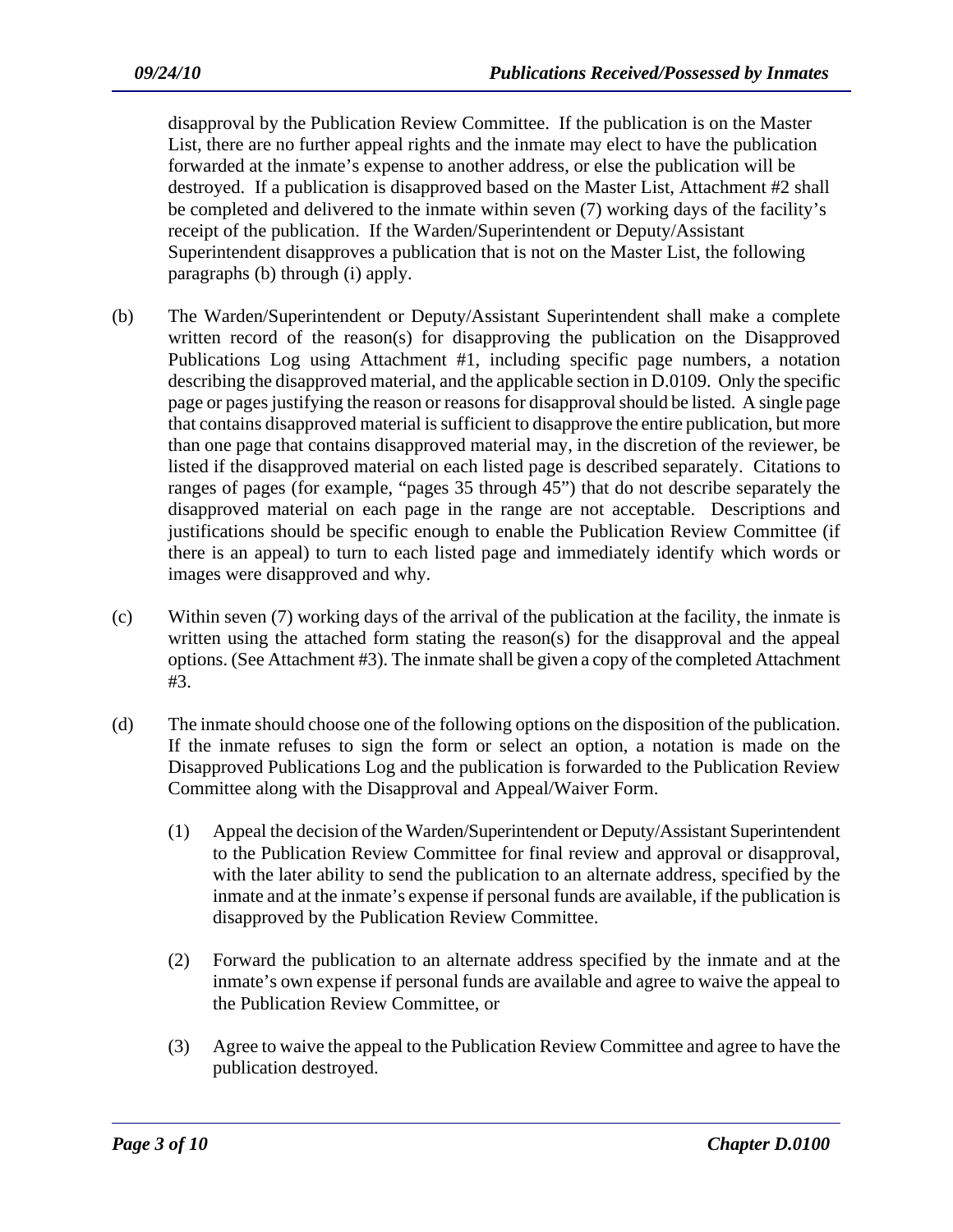disapproval by the Publication Review Committee. If the publication is on the Master List, there are no further appeal rights and the inmate may elect to have the publication forwarded at the inmate's expense to another address, or else the publication will be destroyed. If a publication is disapproved based on the Master List, Attachment #2 shall be completed and delivered to the inmate within seven (7) working days of the facility's receipt of the publication. If the Warden/Superintendent or Deputy/Assistant Superintendent disapproves a publication that is not on the Master List, the following paragraphs (b) through (i) apply.

(b) The Warden/Superintendent or Deputy/Assistant Superintendent shall make a complete written record of the reason(s) for disapproving the publication on the Disapproved Publications Log using Attachment #1, including specific page numbers, a notation describing the disapproved material, and the applicable section in D.0109. Only the specific page or pages justifying the reason or reasons for disapproval should be listed. A single page that contains disapproved material is sufficient to disapprove the entire publication, but more than one page that contains disapproved material may, in the discretion of the reviewer, be listed if the disapproved material on each listed page is described separately. Citations to ranges of pages (for example, "pages 35 through 45") that do not describe separately the disapproved material on each page in the range are not acceptable. Descriptions and justifications should be specific enough to enable the Publication Review Committee (if there is an appeal) to turn to each listed page and immediately identify which words or images were disapproved and why.

(c) Within seven (7) working days of the arrival of the publication at the facility, the inmate is written using the attached form stating the reason(s) for the disapproval and the appeal options. (See Attachment #3). The inmate shall be given a copy of the completed Attachment #3.

(d) The inmate should choose one of the following options on the disposition of the publication. If the inmate refuses to sign the form or select an option, a notation is made on the Disapproved Publications Log and the publication is forwarded to the Publication Review Committee along with the Disapproval and Appeal/Waiver Form.

(1) Appeal the decision of the Warden/Superintendent or Deputy/Assistant Superintendent to the Publication Review Committee for final review and approval or disapproval, with the later ability to send the publication to an alternate address, specified by the inmate and at the inmate's expense if personal funds are available, if the publication is disapproved by the Publication Review Committee.

(2) Forward the publication to an alternate address specified by the inmate and at the inmate's own expense if personal funds are available and agree to waive the appeal to the Publication Review Committee, or

(3) Agree to waive the appeal to the Publication Review Committee and agree to have the publication destroyed.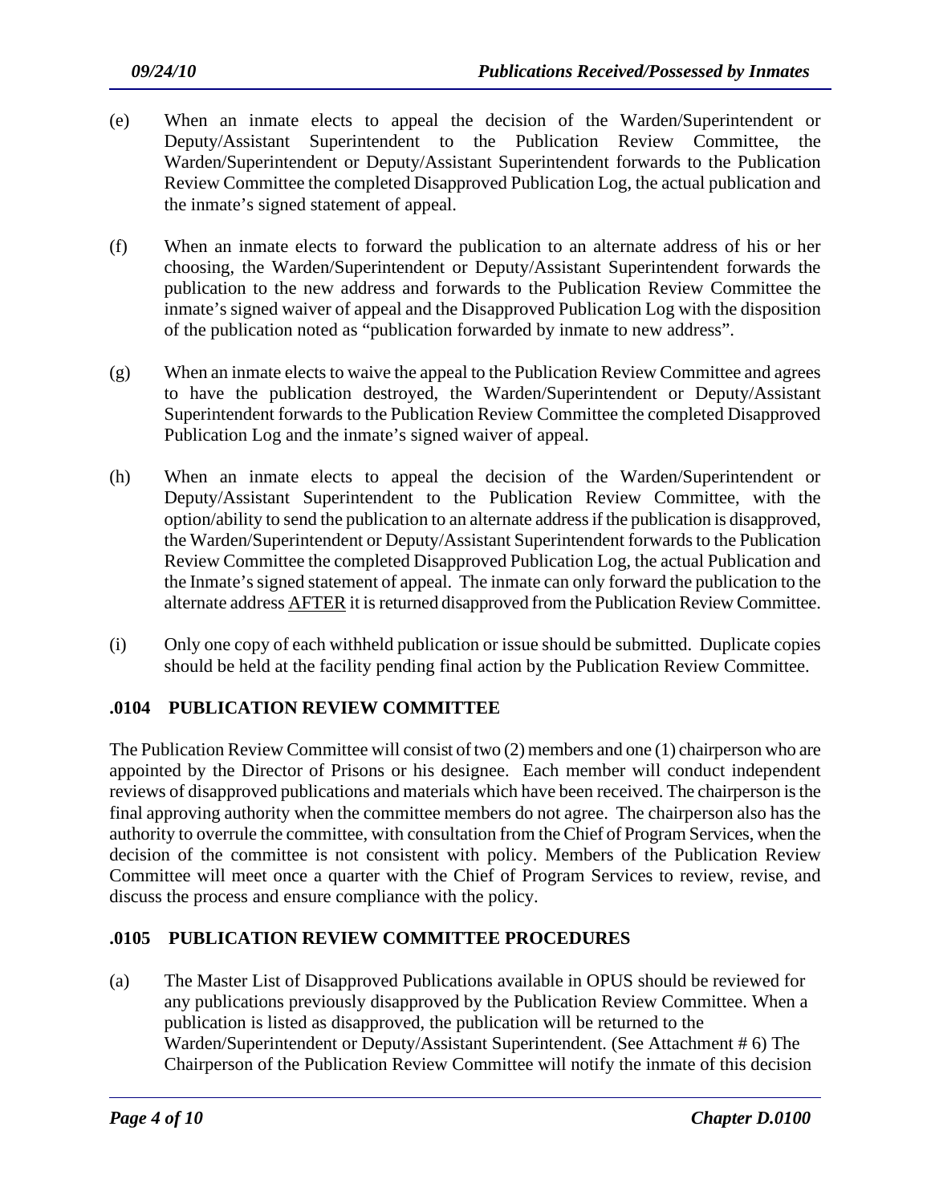(e) When an inmate elects to appeal the decision of the Warden/Superintendent or Deputy/Assistant Superintendent to the Publication Review Committee, the Warden/Superintendent or Deputy/Assistant Superintendent forwards to the Publication Review Committee the completed Disapproved Publication Log, the actual publication and the inmate's signed statement of appeal.

(f) When an inmate elects to forward the publication to an alternate address of his or her choosing, the Warden/Superintendent or Deputy/Assistant Superintendent forwards the publication to the new address and forwards to the Publication Review Committee the inmate's signed waiver of appeal and the Disapproved Publication Log with the disposition of the publication noted as "publication forwarded by inmate to new address".

(g) When an inmate elects to waive the appeal to the Publication Review Committee and agrees to have the publication destroyed, the Warden/Superintendent or Deputy/Assistant Superintendent forwards to the Publication Review Committee the completed Disapproved Publication Log and the inmate's signed waiver of appeal.

(h) When an inmate elects to appeal the decision of the Warden/Superintendent or Deputy/Assistant Superintendent to the Publication Review Committee, with the option/ability to send the publication to an alternate address if the publication is disapproved, the Warden/Superintendent or Deputy/Assistant Superintendent forwards to the Publication Review Committee the completed Disapproved Publication Log, the actual Publication and the Inmate's signed statement of appeal. The inmate can only forward the publication to the alternate address <u>AFTER</u> it is returned disapproved from the Publication Review Committee.

(i) Only one copy of each withheld publication or issue should be submitted. Duplicate copies should be held at the facility pending final action by the Publication Review Committee.

## .0104 PUBLICATION REVIEW COMMITTEE

The Publication Review Committee will consist of two (2) members and one (1) chairperson who are appointed by the Director of Prisons or his designee. Each member will conduct independent reviews of disapproved publications and materials which have been received. The chairperson is the final approving authority when the committee members do not agree. The chairperson also has the authority to overrule the committee, with consultation from the Chief of Program Services, when the decision of the committee is not consistent with policy. Members of the Publication Review Committee will meet once a quarter with the Chief of Program Services to review, revise, and discuss the process and ensure compliance with the policy.

## .0105 PUBLICATION REVIEW COMMITTEE PROCEDURES

(a) The Master List of Disapproved Publications available in OPUS should be reviewed for any publications previously disapproved by the Publication Review Committee. When a publication is listed as disapproved, the publication will be returned to the Warden/Superintendent or Deputy/Assistant Superintendent. (See Attachment # 6) The Chairperson of the Publication Review Committee will notify the inmate of this decision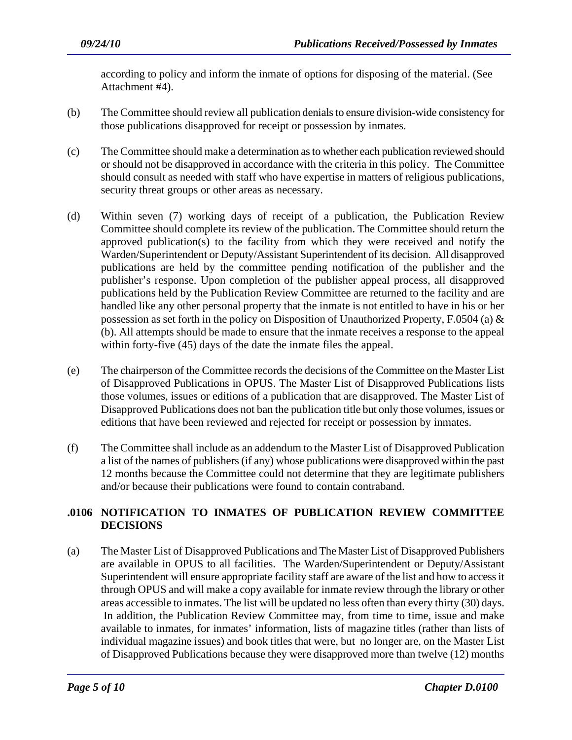according to policy and inform the inmate of options for disposing of the material. (See Attachment #4).

(b) The Committee should review all publication denials to ensure division-wide consistency for those publications disapproved for receipt or possession by inmates.

(c) The Committee should make a determination as to whether each publication reviewed should or should not be disapproved in accordance with the criteria in this policy. The Committee should consult as needed with staff who have expertise in matters of religious publications, security threat groups or other areas as necessary.

(d) Within seven (7) working days of receipt of a publication, the Publication Review Committee should complete its review of the publication. The Committee should return the approved publication(s) to the facility from which they were received and notify the Warden/Superintendent or Deputy/Assistant Superintendent of its decision. All disapproved publications are held by the committee pending notification of the publisher and the publisher's response. Upon completion of the publisher appeal process, all disapproved publications held by the Publication Review Committee are returned to the facility and are handled like any other personal property that the inmate is not entitled to have in his or her possession as set forth in the policy on Disposition of Unauthorized Property, F.0504 (a) & (b). All attempts should be made to ensure that the inmate receives a response to the appeal within forty-five (45) days of the date the inmate files the appeal.

(e) The chairperson of the Committee records the decisions of the Committee on the Master List of Disapproved Publications in OPUS. The Master List of Disapproved Publications lists those volumes, issues or editions of a publication that are disapproved. The Master List of Disapproved Publications does not ban the publication title but only those volumes, issues or editions that have been reviewed and rejected for receipt or possession by inmates.

(f) The Committee shall include as an addendum to the Master List of Disapproved Publication a list of the names of publishers (if any) whose publications were disapproved within the past 12 months because the Committee could not determine that they are legitimate publishers and/or because their publications were found to contain contraband.

## .0106 NOTIFICATION TO INMATES OF PUBLICATION REVIEW COMMITTEE DECISIONS

(a) The Master List of Disapproved Publications and The Master List of Disapproved Publishers are available in OPUS to all facilities. The Warden/Superintendent or Deputy/Assistant Superintendent will ensure appropriate facility staff are aware of the list and how to access it through OPUS and will make a copy available for inmate review through the library or other areas accessible to inmates. The list will be updated no less often than every thirty (30) days. In addition, the Publication Review Committee may, from time to time, issue and make available to inmates, for inmates' information, lists of magazine titles (rather than lists of individual magazine issues) and book titles that were, but no longer are, on the Master List of Disapproved Publications because they were disapproved more than twelve (12) months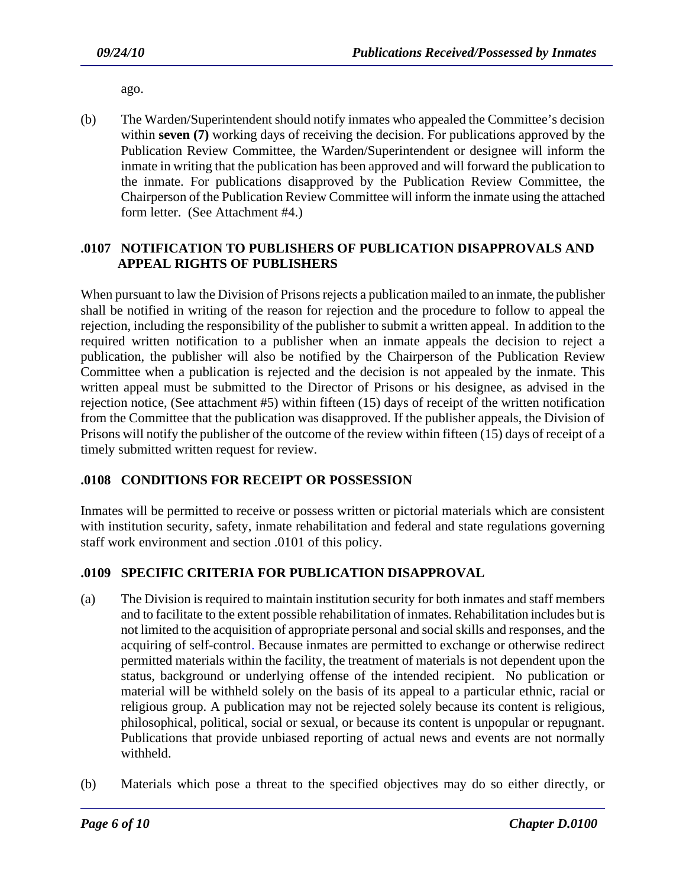ago.

(b) The Warden/Superintendent should notify inmates who appealed the Committee's decision within **seven (7)** working days of receiving the decision. For publications approved by the Publication Review Committee, the Warden/Superintendent or designee will inform the inmate in writing that the publication has been approved and will forward the publication to the inmate. For publications disapproved by the Publication Review Committee, the Chairperson of the Publication Review Committee will inform the inmate using the attached form letter. (See Attachment #4.)

## .0107 NOTIFICATION TO PUBLISHERS OF PUBLICATION DISAPPROVALS AND APPEAL RIGHTS OF PUBLISHERS

When pursuant to law the Division of Prisons rejects a publication mailed to an inmate, the publisher shall be notified in writing of the reason for rejection and the procedure to follow to appeal the rejection, including the responsibility of the publisher to submit a written appeal. In addition to the required written notification to a publisher when an inmate appeals the decision to reject a publication, the publisher will also be notified by the Chairperson of the Publication Review Committee when a publication is rejected and the decision is not appealed by the inmate. This written appeal must be submitted to the Director of Prisons or his designee, as advised in the rejection notice, (See attachment #5) within fifteen (15) days of receipt of the written notification from the Committee that the publication was disapproved. If the publisher appeals, the Division of Prisons will notify the publisher of the outcome of the review within fifteen (15) days of receipt of a timely submitted written request for review.

## .0108 CONDITIONS FOR RECEIPT OR POSSESSION

Inmates will be permitted to receive or possess written or pictorial materials which are consistent with institution security, safety, inmate rehabilitation and federal and state regulations governing staff work environment and section .0101 of this policy.

## .0109 SPECIFIC CRITERIA FOR PUBLICATION DISAPPROVAL

(a) The Division is required to maintain institution security for both inmates and staff members and to facilitate to the extent possible rehabilitation of inmates. Rehabilitation includes but is not limited to the acquisition of appropriate personal and social skills and responses, and the acquiring of self-control. Because inmates are permitted to exchange or otherwise redirect permitted materials within the facility, the treatment of materials is not dependent upon the status, background or underlying offense of the intended recipient. No publication or material will be withheld solely on the basis of its appeal to a particular ethnic, racial or religious group. A publication may not be rejected solely because its content is religious, philosophical, political, social or sexual, or because its content is unpopular or repugnant. Publications that provide unbiased reporting of actual news and events are not normally withheld.

(b) Materials which pose a threat to the specified objectives may do so either directly, or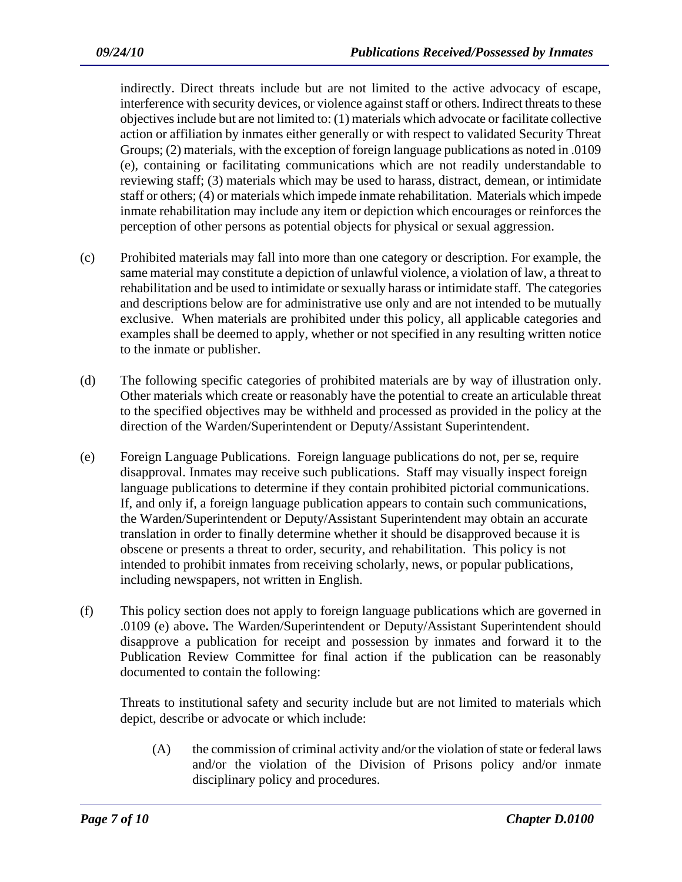indirectly. Direct threats include but are not limited to the active advocacy of escape, interference with security devices, or violence against staff or others. Indirect threats to these objectives include but are not limited to: (1) materials which advocate or facilitate collective action or affiliation by inmates either generally or with respect to validated Security Threat Groups; (2) materials, with the exception of foreign language publications as noted in .0109 (e), containing or facilitating communications which are not readily understandable to reviewing staff; (3) materials which may be used to harass, distract, demean, or intimidate staff or others; (4) or materials which impede inmate rehabilitation. Materials which impede inmate rehabilitation may include any item or depiction which encourages or reinforces the perception of other persons as potential objects for physical or sexual aggression.

(c) Prohibited materials may fall into more than one category or description. For example, the same material may constitute a depiction of unlawful violence, a violation of law, a threat to rehabilitation and be used to intimidate or sexually harass or intimidate staff. The categories and descriptions below are for administrative use only and are not intended to be mutually exclusive. When materials are prohibited under this policy, all applicable categories and examples shall be deemed to apply, whether or not specified in any resulting written notice to the inmate or publisher.

(d) The following specific categories of prohibited materials are by way of illustration only. Other materials which create or reasonably have the potential to create an articulable threat to the specified objectives may be withheld and processed as provided in the policy at the direction of the Warden/Superintendent or Deputy/Assistant Superintendent.

(e) Foreign Language Publications. Foreign language publications do not, per se, require disapproval. Inmates may receive such publications. Staff may visually inspect foreign language publications to determine if they contain prohibited pictorial communications. If, and only if, a foreign language publication appears to contain such communications, the Warden/Superintendent or Deputy/Assistant Superintendent may obtain an accurate translation in order to finally determine whether it should be disapproved because it is obscene or presents a threat to order, security, and rehabilitation. This policy is not intended to prohibit inmates from receiving scholarly, news, or popular publications, including newspapers, not written in English.

(f) This policy section does not apply to foreign language publications which are governed in .0109 (e) above**.** The Warden/Superintendent or Deputy/Assistant Superintendent should disapprove a publication for receipt and possession by inmates and forward it to the Publication Review Committee for final action if the publication can be reasonably documented to contain the following:

Threats to institutional safety and security include but are not limited to materials which depict, describe or advocate or which include:

(A) the commission of criminal activity and/or the violation of state or federal laws and/or the violation of the Division of Prisons policy and/or inmate disciplinary policy and procedures.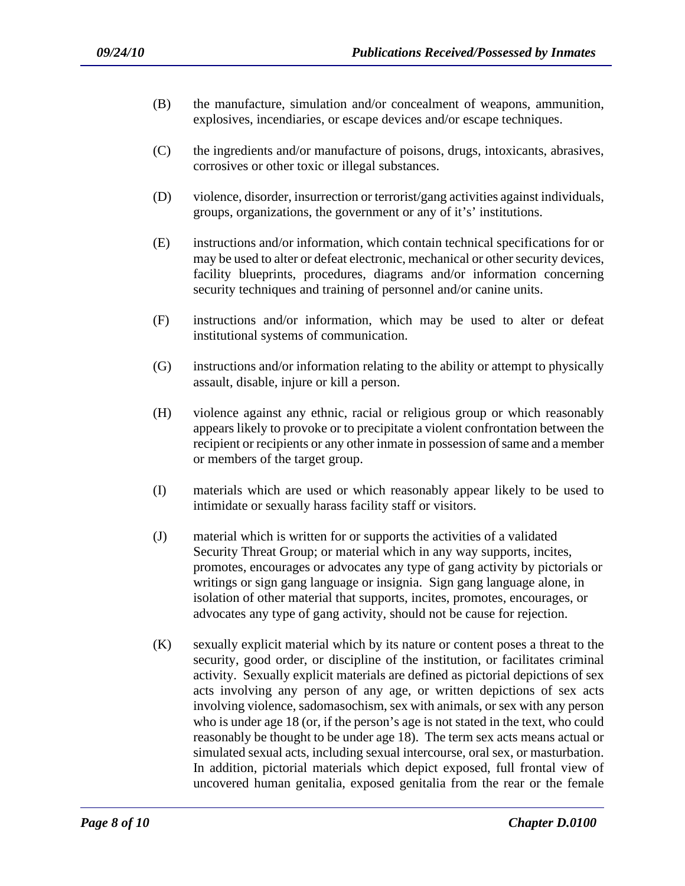(B) the manufacture, simulation and/or concealment of weapons, ammunition, explosives, incendiaries, or escape devices and/or escape techniques.

(C) the ingredients and/or manufacture of poisons, drugs, intoxicants, abrasives, corrosives or other toxic or illegal substances.

(D) violence, disorder, insurrection or terrorist/gang activities against individuals, groups, organizations, the government or any of it's' institutions.

(E) instructions and/or information, which contain technical specifications for or may be used to alter or defeat electronic, mechanical or other security devices, facility blueprints, procedures, diagrams and/or information concerning security techniques and training of personnel and/or canine units.

(F) instructions and/or information, which may be used to alter or defeat institutional systems of communication.

(G) instructions and/or information relating to the ability or attempt to physically assault, disable, injure or kill a person.

(H) violence against any ethnic, racial or religious group or which reasonably appears likely to provoke or to precipitate a violent confrontation between the recipient or recipients or any other inmate in possession of same and a member or members of the target group.

(I) materials which are used or which reasonably appear likely to be used to intimidate or sexually harass facility staff or visitors.

(J) material which is written for or supports the activities of a validated Security Threat Group; or material which in any way supports, incites, promotes, encourages or advocates any type of gang activity by pictorials or writings or sign gang language or insignia. Sign gang language alone, in isolation of other material that supports, incites, promotes, encourages, or advocates any type of gang activity, should not be cause for rejection.

(K) sexually explicit material which by its nature or content poses a threat to the security, good order, or discipline of the institution, or facilitates criminal activity. Sexually explicit materials are defined as pictorial depictions of sex acts involving any person of any age, or written depictions of sex acts involving violence, sadomasochism, sex with animals, or sex with any person who is under age 18 (or, if the person's age is not stated in the text, who could reasonably be thought to be under age 18). The term sex acts means actual or simulated sexual acts, including sexual intercourse, oral sex, or masturbation. In addition, pictorial materials which depict exposed, full frontal view of uncovered human genitalia, exposed genitalia from the rear or the female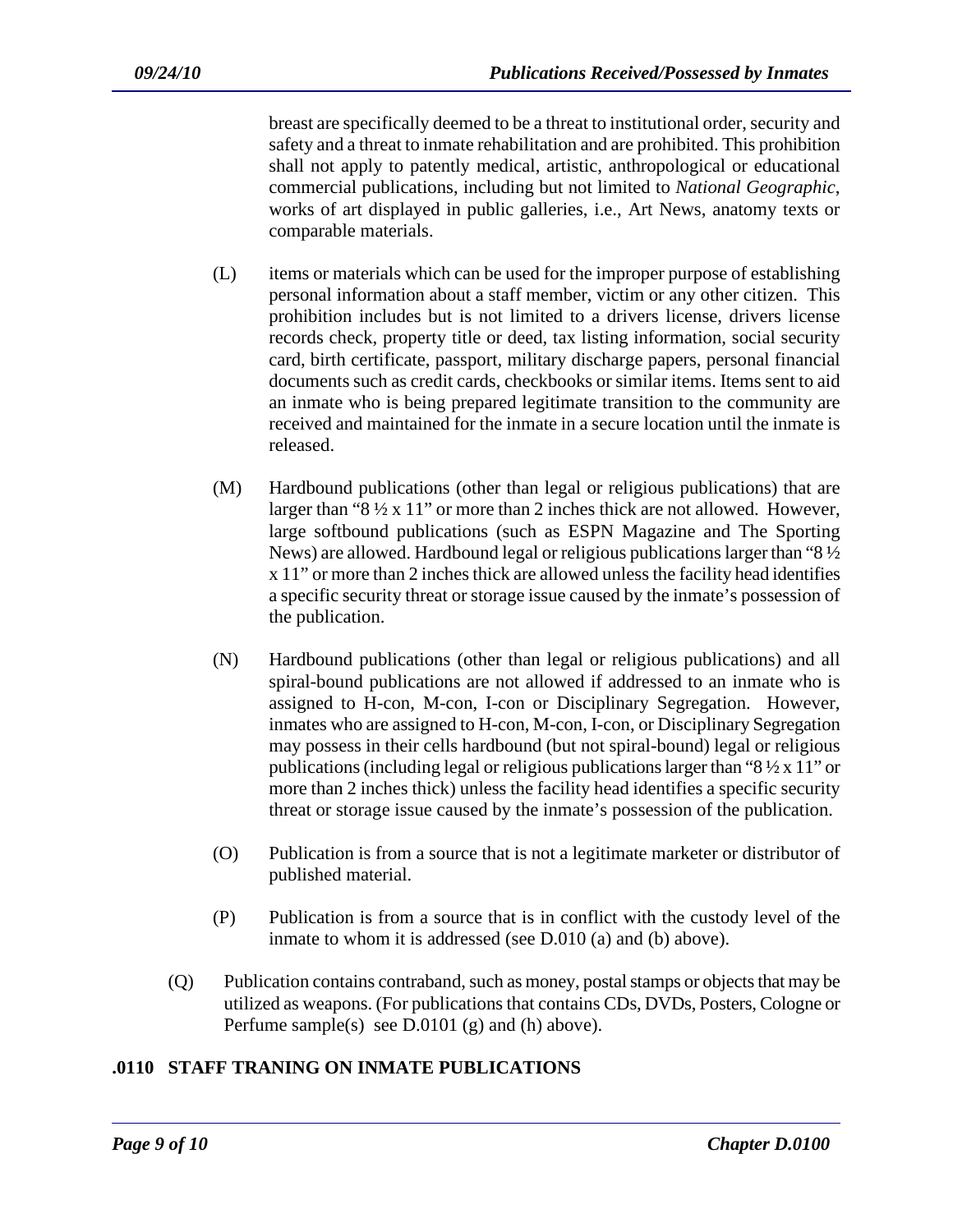breast are specifically deemed to be a threat to institutional order, security and safety and a threat to inmate rehabilitation and are prohibited. This prohibition shall not apply to patently medical, artistic, anthropological or educational commercial publications, including but not limited to *National Geographic*, works of art displayed in public galleries, i.e., Art News, anatomy texts or comparable materials.

(L) items or materials which can be used for the improper purpose of establishing personal information about a staff member, victim or any other citizen. This prohibition includes but is not limited to a drivers license, drivers license records check, property title or deed, tax listing information, social security card, birth certificate, passport, military discharge papers, personal financial documents such as credit cards, checkbooks or similar items. Items sent to aid an inmate who is being prepared legitimate transition to the community are received and maintained for the inmate in a secure location until the inmate is released.

(M) Hardbound publications (other than legal or religious publications) that are larger than "8 ½ x 11" or more than 2 inches thick are not allowed. However, large softbound publications (such as ESPN Magazine and The Sporting News) are allowed. Hardbound legal or religious publications larger than "8 ½ x 11" or more than 2 inches thick are allowed unless the facility head identifies a specific security threat or storage issue caused by the inmate's possession of the publication.

(N) Hardbound publications (other than legal or religious publications) and all spiral-bound publications are not allowed if addressed to an inmate who is assigned to H-con, M-con, I-con or Disciplinary Segregation. However, inmates who are assigned to H-con, M-con, I-con, or Disciplinary Segregation may possess in their cells hardbound (but not spiral-bound) legal or religious publications (including legal or religious publications larger than "8 ½ x 11" or more than 2 inches thick) unless the facility head identifies a specific security threat or storage issue caused by the inmate's possession of the publication.

(O) Publication is from a source that is not a legitimate marketer or distributor of published material.

(P) Publication is from a source that is in conflict with the custody level of the inmate to whom it is addressed (see D.010 (a) and (b) above).

(Q) Publication contains contraband, such as money, postal stamps or objects that may be utilized as weapons. (For publications that contains CDs, DVDs, Posters, Cologne or Perfume sample(s) see D.0101 (g) and (h) above).

## .0110 STAFF TRANING ON INMATE PUBLICATIONS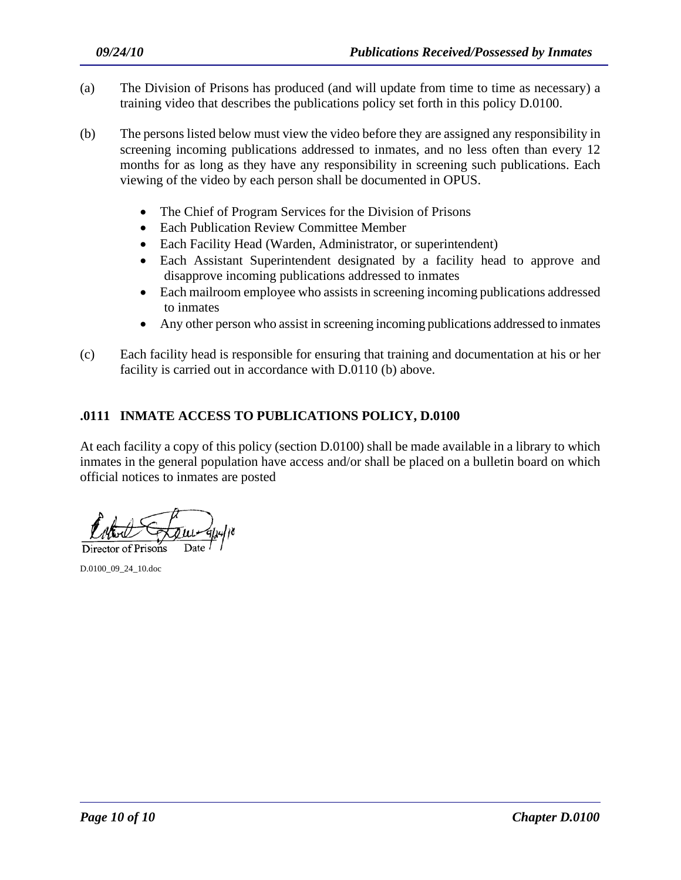(a) The Division of Prisons has produced (and will update from time to time as necessary) a training video that describes the publications policy set forth in this policy D.0100.

(b) The persons listed below must view the video before they are assigned any responsibility in screening incoming publications addressed to inmates, and no less often than every 12 months for as long as they have any responsibility in screening such publications. Each viewing of the video by each person shall be documented in OPUS.

- The Chief of Program Services for the Division of Prisons
- Each Publication Review Committee Member
- Each Facility Head (Warden, Administrator, or superintendent)
- Each Assistant Superintendent designated by a facility head to approve and disapprove incoming publications addressed to inmates
- Each mailroom employee who assists in screening incoming publications addressed to inmates
- Any other person who assist in screening incoming publications addressed to inmates

(c) Each facility head is responsible for ensuring that training and documentation at his or her facility is carried out in accordance with D.0110 (b) above.

### .0111 INMATE ACCESS TO PUBLICATIONS POLICY, D.0100

At each facility a copy of this policy (section D.0100) shall be made available in a library to which inmates in the general population have access and/or shall be placed on a bulletin board on which official notices to inmates are posted

Director of Prisons Date 9/24/10

D.0100_09_24_10.doc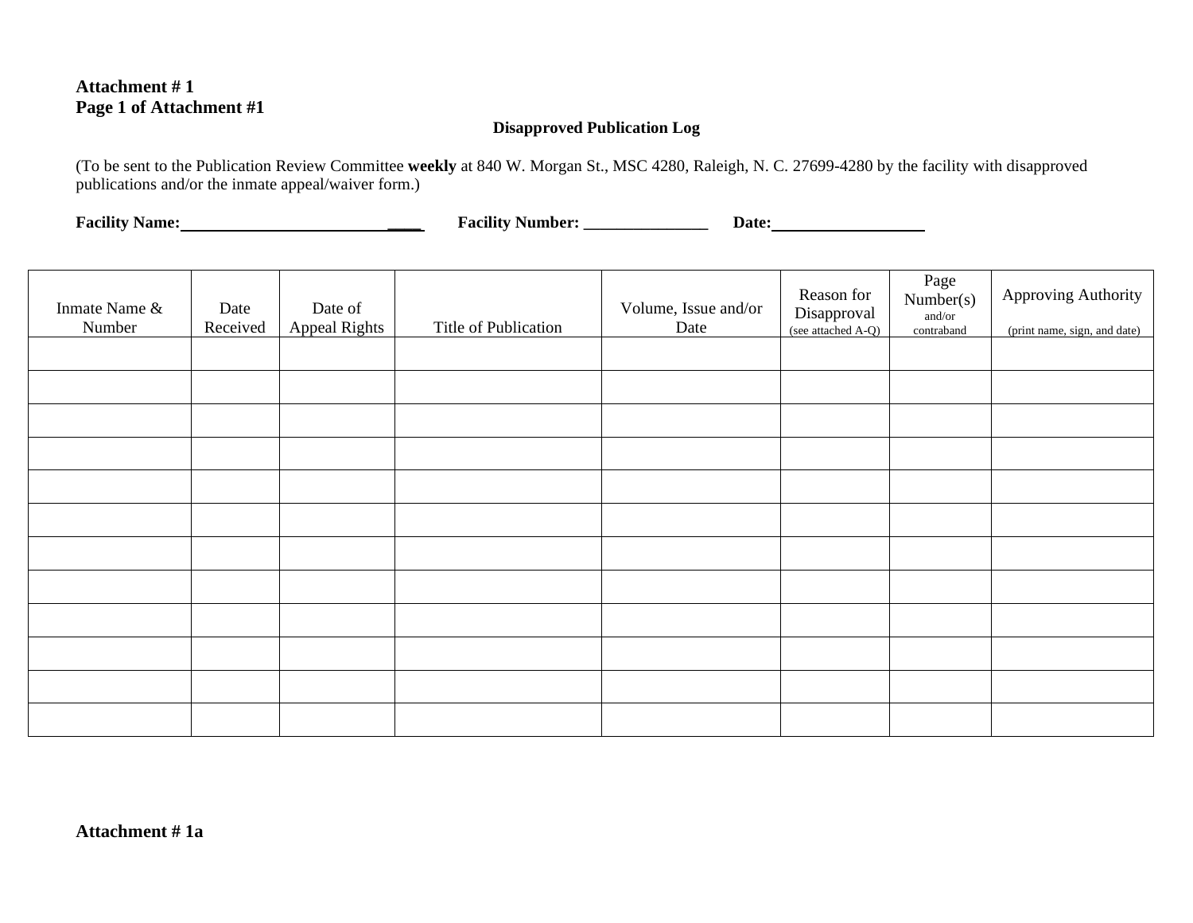**Attachment # 1**
**Page 1 of Attachment #1**

**Disapproved Publication Log**

(To be sent to the Publication Review Committee **weekly** at 840 W. Morgan St., MSC 4280, Raleigh, N. C. 27699-4280 by the facility with disapproved publications and/or the inmate appeal/waiver form.)

**Facility Name:**\_\_\_\_\_\_\_\_\_\_\_\_\_\_\_\_\_\_\_\_\_\_\_\_\_\_\_\_\_\_ **Facility Number:** \_\_\_\_\_\_\_\_\_\_\_\_\_\_\_ **Date:**\_\_\_\_\_\_\_\_\_\_\_\_\_\_\_\_\_\_

| Inmate Name & Number | Date Received | Date of Appeal Rights | Title of Publication | Volume, Issue and/or Date | Reason for Disapproval (see attached A-Q) | Page Number(s) and/or contraband | Approving Authority (print name, sign, and date) |
|---|---|---|---|---|---|---|---|
| | | | | | | | |
| | | | | | | | |
| | | | | | | | |
| | | | | | | | |
| | | | | | | | |
| | | | | | | | |
| | | | | | | | |
| | | | | | | | |
| | | | | | | | |
| | | | | | | | |
| | | | | | | | |
| | | | | | | | |

**Attachment # 1a**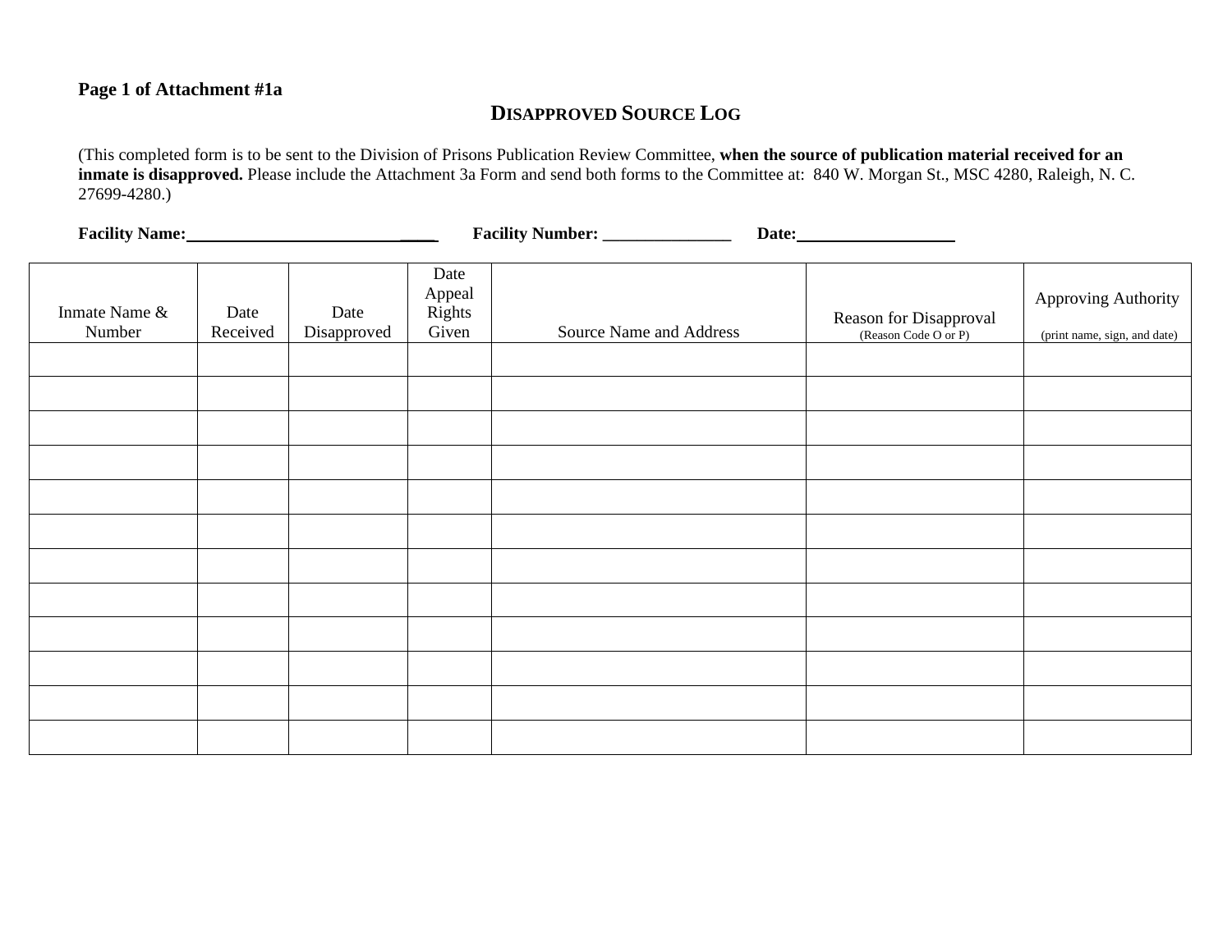**Page 1 of Attachment #1a**

## DISAPPROVED SOURCE LOG

(This completed form is to be sent to the Division of Prisons Publication Review Committee, **when the source of publication material received for an inmate is disapproved.** Please include the Attachment 3a Form and send both forms to the Committee at: 840 W. Morgan St., MSC 4280, Raleigh, N. C. 27699-4280.)

**Facility Name:**_____________________________ **Facility Number:** _______________ **Date:**___________________

| Inmate Name & Number | Date Received | Date Disapproved | Date Appeal Rights Given | Source Name and Address | Reason for Disapproval (Reason Code O or P) | Approving Authority (print name, sign, and date) |
|---|---|---|---|---|---|---|
| | | | | | | |
| | | | | | | |
| | | | | | | |
| | | | | | | |
| | | | | | | |
| | | | | | | |
| | | | | | | |
| | | | | | | |
| | | | | | | |
| | | | | | | |
| | | | | | | |
| | | | | | | |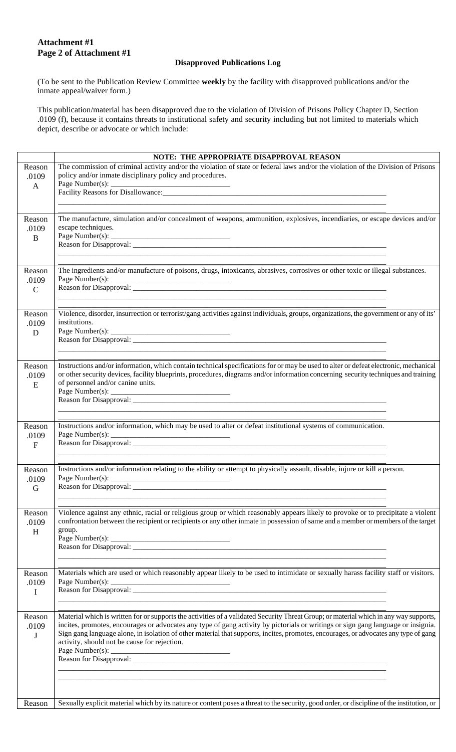**Attachment #1**
**Page 2 of Attachment #1**

**Disapproved Publications Log**

(To be sent to the Publication Review Committee **weekly** by the facility with disapproved publications and/or the inmate appeal/waiver form.)

This publication/material has been disapproved due to the violation of Division of Prisons Policy Chapter D, Section .0109 (f), because it contains threats to institutional safety and security including but not limited to materials which depict, describe or advocate or which include:

| | **NOTE: THE APPROPRIATE DISAPPROVAL REASON** |
|---|---|
| Reason .0109 A | The commission of criminal activity and/or the violation of state or federal laws and/or the violation of the Division of Prisons policy and/or inmate disciplinary policy and procedures.<br>Page Number(s): ______________________________<br>Facility Reasons for Disallowance:_______________________________________________________________<br>____________________________________________________________________________________<br>____________________________________________________________________________________ |
| Reason .0109 B | The manufacture, simulation and/or concealment of weapons, ammunition, explosives, incendiaries, or escape devices and/or escape techniques.<br>Page Number(s): ______________________________<br>Reason for Disapproval: _________________________________________________________________<br>____________________________________________________________________________________<br>____________________________________________________________________________________ |
| Reason .0109 C | The ingredients and/or manufacture of poisons, drugs, intoxicants, abrasives, corrosives or other toxic or illegal substances.<br>Page Number(s): ______________________________<br>Reason for Disapproval: _________________________________________________________________<br>____________________________________________________________________________________<br>____________________________________________________________________________________ |
| Reason .0109 D | Violence, disorder, insurrection or terrorist/gang activities against individuals, groups, organizations, the government or any of its' institutions.<br>Page Number(s): ______________________________<br>Reason for Disapproval: _________________________________________________________________<br>____________________________________________________________________________________<br>____________________________________________________________________________________ |
| Reason .0109 E | Instructions and/or information, which contain technical specifications for or may be used to alter or defeat electronic, mechanical or other security devices, facility blueprints, procedures, diagrams and/or information concerning security techniques and training of personnel and/or canine units.<br>Page Number(s): ______________________________<br>Reason for Disapproval: _________________________________________________________________<br>____________________________________________________________________________________<br>____________________________________________________________________________________ |
| Reason .0109 F | Instructions and/or information, which may be used to alter or defeat institutional systems of communication.<br>Page Number(s): ______________________________<br>Reason for Disapproval: _________________________________________________________________<br>____________________________________________________________________________________<br>____________________________________________________________________________________ |
| Reason .0109 G | Instructions and/or information relating to the ability or attempt to physically assault, disable, injure or kill a person.<br>Page Number(s): ______________________________<br>Reason for Disapproval: _________________________________________________________________<br>____________________________________________________________________________________<br>____________________________________________________________________________________ |
| Reason .0109 H | Violence against any ethnic, racial or religious group or which reasonably appears likely to provoke or to precipitate a violent confrontation between the recipient or recipients or any other inmate in possession of same and a member or members of the target group.<br>Page Number(s): ______________________________<br>Reason for Disapproval: _________________________________________________________________<br>____________________________________________________________________________________<br>____________________________________________________________________________________ |
| Reason .0109 I | Materials which are used or which reasonably appear likely to be used to intimidate or sexually harass facility staff or visitors.<br>Page Number(s): ______________________________<br>Reason for Disapproval: _________________________________________________________________<br>____________________________________________________________________________________<br>____________________________________________________________________________________ |
| Reason .0109 J | Material which is written for or supports the activities of a validated Security Threat Group; or material which in any way supports, incites, promotes, encourages or advocates any type of gang activity by pictorials or writings or sign gang language or insignia. Sign gang language alone, in isolation of other material that supports, incites, promotes, encourages, or advocates any type of gang activity, should not be cause for rejection.<br>Page Number(s): ______________________________<br>Reason for Disapproval: _________________________________________________________________<br>____________________________________________________________________________________<br>____________________________________________________________________________________ |
| Reason | Sexually explicit material which by its nature or content poses a threat to the security, good order, or discipline of the institution, or |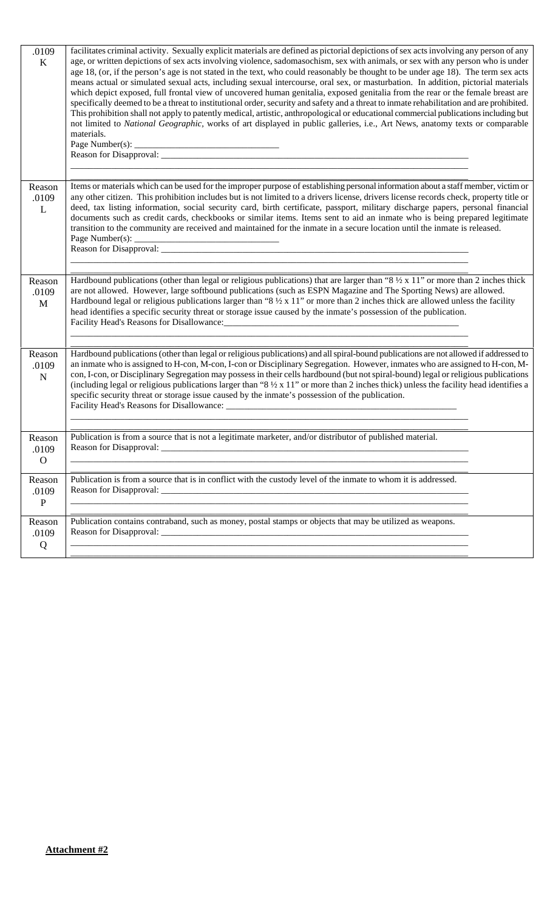| | |
|---|---|
| .0109 K | facilitates criminal activity. Sexually explicit materials are defined as pictorial depictions of sex acts involving any person of any age, or written depictions of sex acts involving violence, sadomasochism, sex with animals, or sex with any person who is under age 18, (or, if the person's age is not stated in the text, who could reasonably be thought to be under age 18). The term sex acts means actual or simulated sexual acts, including sexual intercourse, oral sex, or masturbation. In addition, pictorial materials which depict exposed, full frontal view of uncovered human genitalia, exposed genitalia from the rear or the female breast are specifically deemed to be a threat to institutional order, security and safety and a threat to inmate rehabilitation and are prohibited. This prohibition shall not apply to patently medical, artistic, anthropological or educational commercial publications including but not limited to *National Geographic*, works of art displayed in public galleries, i.e., Art News, anatomy texts or comparable materials.<br>Page Number(s): ______________________________<br>Reason for Disapproval: ______________________________ |
| Reason .0109 L | Items or materials which can be used for the improper purpose of establishing personal information about a staff member, victim or any other citizen. This prohibition includes but is not limited to a drivers license, drivers license records check, property title or deed, tax listing information, social security card, birth certificate, passport, military discharge papers, personal financial documents such as credit cards, checkbooks or similar items. Items sent to aid an inmate who is being prepared legitimate transition to the community are received and maintained for the inmate in a secure location until the inmate is released.<br>Page Number(s): ______________________________<br>Reason for Disapproval: ______________________________ |
| Reason .0109 M | Hardbound publications (other than legal or religious publications) that are larger than "8 ½ x 11" or more than 2 inches thick are not allowed. However, large softbound publications (such as ESPN Magazine and The Sporting News) are allowed. Hardbound legal or religious publications larger than "8 ½ x 11" or more than 2 inches thick are allowed unless the facility head identifies a specific security threat or storage issue caused by the inmate's possession of the publication.<br>Facility Head's Reasons for Disallowance: ______________________________ |
| Reason .0109 N | Hardbound publications (other than legal or religious publications) and all spiral-bound publications are not allowed if addressed to an inmate who is assigned to H-con, M-con, I-con or Disciplinary Segregation. However, inmates who are assigned to H-con, M-con, I-con, or Disciplinary Segregation may possess in their cells hardbound (but not spiral-bound) legal or religious publications (including legal or religious publications larger than "8 ½ x 11" or more than 2 inches thick) unless the facility head identifies a specific security threat or storage issue caused by the inmate's possession of the publication.<br>Facility Head's Reasons for Disallowance: ______________________________ |
| Reason .0109 O | Publication is from a source that is not a legitimate marketer, and/or distributor of published material.<br>Reason for Disapproval: ______________________________ |
| Reason .0109 P | Publication is from a source that is in conflict with the custody level of the inmate to whom it is addressed.<br>Reason for Disapproval: ______________________________ |
| Reason .0109 Q | Publication contains contraband, such as money, postal stamps or objects that may be utilized as weapons.<br>Reason for Disapproval: ______________________________ |

**Attachment #2**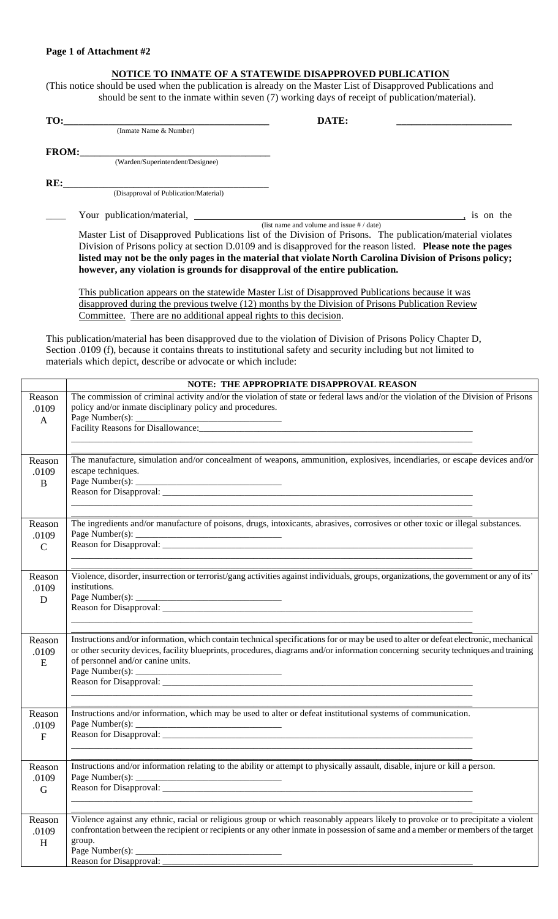**Page 1 of Attachment #2**

## NOTICE TO INMATE OF A STATEWIDE DISAPPROVED PUBLICATION

(This notice should be used when the publication is already on the Master List of Disapproved Publications and should be sent to the inmate within seven (7) working days of receipt of publication/material).

**TO:**_______________________________________ **DATE:** ______________________
(Inmate Name & Number)

**FROM:**_____________________________________
(Warden/Superintendent/Designee)

**RE:**_______________________________________
(Disapproval of Publication/Material)

____ Your publication/material, ______________________________________________, is on the
(list name and volume and issue # / date)

Master List of Disapproved Publications list of the Division of Prisons. The publication/material violates Division of Prisons policy at section D.0109 and is disapproved for the reason listed. **Please note the pages listed may not be the only pages in the material that violate North Carolina Division of Prisons policy; however, any violation is grounds for disapproval of the entire publication.**

This publication appears on the statewide Master List of Disapproved Publications because it was disapproved during the previous twelve (12) months by the Division of Prisons Publication Review Committee. There are no additional appeal rights to this decision.

This publication/material has been disapproved due to the violation of Division of Prisons Policy Chapter D, Section .0109 (f), because it contains threats to institutional safety and security including but not limited to materials which depict, describe or advocate or which include:

| | **NOTE: THE APPROPRIATE DISAPPROVAL REASON** |
|---|---|
| Reason .0109 A | The commission of criminal activity and/or the violation of state or federal laws and/or the violation of the Division of Prisons policy and/or inmate disciplinary policy and procedures.<br>Page Number(s): ______________________________<br>Facility Reasons for Disallowance:______________________________________________<br>_______________________________________________________________________ |
| Reason .0109 B | The manufacture, simulation and/or concealment of weapons, ammunition, explosives, incendiaries, or escape devices and/or escape techniques.<br>Page Number(s): ______________________________<br>Reason for Disapproval: ________________________________________________<br>_______________________________________________________________________ |
| Reason .0109 C | The ingredients and/or manufacture of poisons, drugs, intoxicants, abrasives, corrosives or other toxic or illegal substances.<br>Page Number(s): ______________________________<br>Reason for Disapproval: ________________________________________________<br>_______________________________________________________________________ |
| Reason .0109 D | Violence, disorder, insurrection or terrorist/gang activities against individuals, groups, organizations, the government or any of its' institutions.<br>Page Number(s): ______________________________<br>Reason for Disapproval: ________________________________________________<br>_______________________________________________________________________ |
| Reason .0109 E | Instructions and/or information, which contain technical specifications for or may be used to alter or defeat electronic, mechanical or other security devices, facility blueprints, procedures, diagrams and/or information concerning security techniques and training of personnel and/or canine units.<br>Page Number(s): ______________________________<br>Reason for Disapproval: ________________________________________________<br>_______________________________________________________________________ |
| Reason .0109 F | Instructions and/or information, which may be used to alter or defeat institutional systems of communication.<br>Page Number(s): ______________________________<br>Reason for Disapproval: ________________________________________________<br>_______________________________________________________________________ |
| Reason .0109 G | Instructions and/or information relating to the ability or attempt to physically assault, disable, injure or kill a person.<br>Page Number(s): ______________________________<br>Reason for Disapproval: ________________________________________________<br>_______________________________________________________________________ |
| Reason .0109 H | Violence against any ethnic, racial or religious group or which reasonably appears likely to provoke or to precipitate a violent confrontation between the recipient or recipients or any other inmate in possession of same and a member or members of the target group.<br>Page Number(s): ______________________________<br>Reason for Disapproval: ________________________________________________ |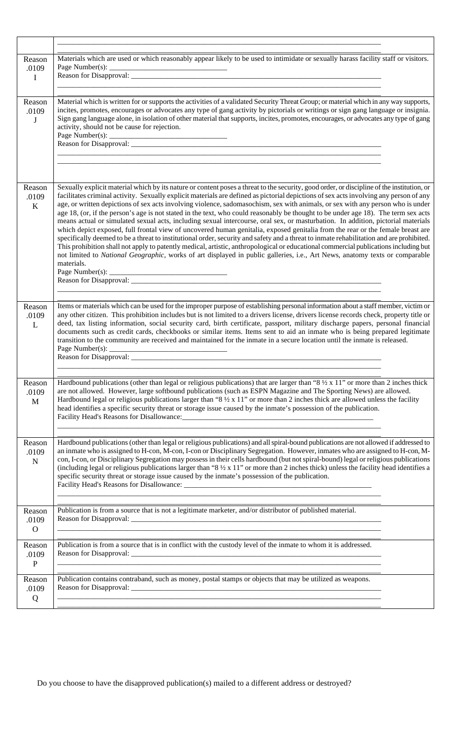| | |
|---|---|
| | _______________________________________________ |
| Reason .0109 I | Materials which are used or which reasonably appear likely to be used to intimidate or sexually harass facility staff or visitors.<br>Page Number(s): ____________________<br>Reason for Disapproval: _______________________________________________<br>_______________________________________________ |
| Reason .0109 J | Material which is written for or supports the activities of a validated Security Threat Group; or material which in any way supports, incites, promotes, encourages or advocates any type of gang activity by pictorials or writings or sign gang language or insignia. Sign gang language alone, in isolation of other material that supports, incites, promotes, encourages, or advocates any type of gang activity, should not be cause for rejection.<br>Page Number(s): ____________________<br>Reason for Disapproval: _______________________________________________<br>_______________________________________________ |
| Reason .0109 K | Sexually explicit material which by its nature or content poses a threat to the security, good order, or discipline of the institution, or facilitates criminal activity. Sexually explicit materials are defined as pictorial depictions of sex acts involving any person of any age, or written depictions of sex acts involving violence, sadomasochism, sex with animals, or sex with any person who is under age 18, (or, if the person's age is not stated in the text, who could reasonably be thought to be under age 18). The term sex acts means actual or simulated sexual acts, including sexual intercourse, oral sex, or masturbation. In addition, pictorial materials which depict exposed, full frontal view of uncovered human genitalia, exposed genitalia from the rear or the female breast are specifically deemed to be a threat to institutional order, security and safety and a threat to inmate rehabilitation and are prohibited. This prohibition shall not apply to patently medical, artistic, anthropological or educational commercial publications including but not limited to *National Geographic*, works of art displayed in public galleries, i.e., Art News, anatomy texts or comparable materials.<br>Page Number(s): ____________________<br>Reason for Disapproval: _______________________________________________<br>_______________________________________________ |
| Reason .0109 L | Items or materials which can be used for the improper purpose of establishing personal information about a staff member, victim or any other citizen. This prohibition includes but is not limited to a drivers license, drivers license records check, property title or deed, tax listing information, social security card, birth certificate, passport, military discharge papers, personal financial documents such as credit cards, checkbooks or similar items. Items sent to aid an inmate who is being prepared legitimate transition to the community are received and maintained for the inmate in a secure location until the inmate is released.<br>Page Number(s): ____________________<br>Reason for Disapproval: _______________________________________________<br>_______________________________________________ |
| Reason .0109 M | Hardbound publications (other than legal or religious publications) that are larger than "8 ½ x 11" or more than 2 inches thick are not allowed. However, large softbound publications (such as ESPN Magazine and The Sporting News) are allowed. Hardbound legal or religious publications larger than "8 ½ x 11" or more than 2 inches thick are allowed unless the facility head identifies a specific security threat or storage issue caused by the inmate's possession of the publication.<br>Facility Head's Reasons for Disallowance: ___________________________________<br>_______________________________________________ |
| Reason .0109 N | Hardbound publications (other than legal or religious publications) and all spiral-bound publications are not allowed if addressed to an inmate who is assigned to H-con, M-con, I-con or Disciplinary Segregation. However, inmates who are assigned to H-con, M-con, I-con, or Disciplinary Segregation may possess in their cells hardbound (but not spiral-bound) legal or religious publications (including legal or religious publications larger than "8 ½ x 11" or more than 2 inches thick) unless the facility head identifies a specific security threat or storage issue caused by the inmate's possession of the publication.<br>Facility Head's Reasons for Disallowance: ___________________________________<br>_______________________________________________ |
| Reason .0109 O | Publication is from a source that is not a legitimate marketer, and/or distributor of published material.<br>Reason for Disapproval: _______________________________________________<br>_______________________________________________ |
| Reason .0109 P | Publication is from a source that is in conflict with the custody level of the inmate to whom it is addressed.<br>Reason for Disapproval: _______________________________________________<br>_______________________________________________ |
| Reason .0109 Q | Publication contains contraband, such as money, postal stamps or objects that may be utilized as weapons.<br>Reason for Disapproval: _______________________________________________<br>_______________________________________________ |

Do you choose to have the disapproved publication(s) mailed to a different address or destroyed?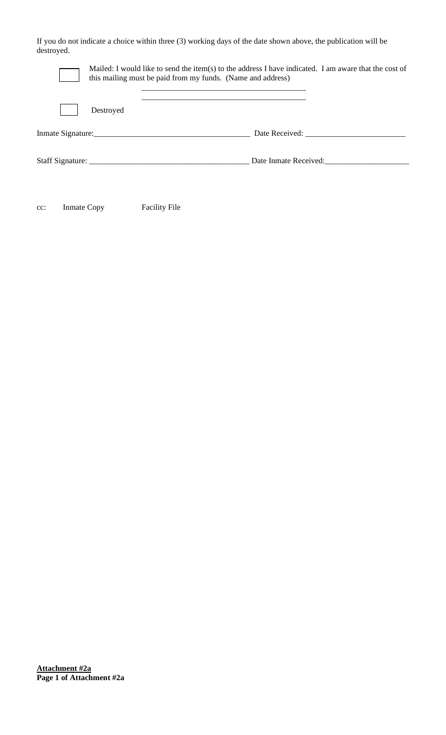If you do not indicate a choice within three (3) working days of the date shown above, the publication will be destroyed.

☐ Mailed: I would like to send the item(s) to the address I have indicated. I am aware that the cost of this mailing must be paid from my funds. (Name and address)

\_\_\_\_\_\_\_\_\_\_\_\_\_\_\_\_\_\_\_\_\_\_\_\_\_\_\_\_\_\_\_\_\_\_\_\_\_\_\_\_

\_\_\_\_\_\_\_\_\_\_\_\_\_\_\_\_\_\_\_\_\_\_\_\_\_\_\_\_\_\_\_\_\_\_\_\_\_\_\_\_

☐ Destroyed

Inmate Signature:\_\_\_\_\_\_\_\_\_\_\_\_\_\_\_\_\_\_\_\_\_\_\_\_\_\_\_\_\_\_\_\_\_\_\_\_\_\_ Date Received: \_\_\_\_\_\_\_\_\_\_\_\_\_\_\_\_\_\_\_\_\_\_\_\_\_

Staff Signature: \_\_\_\_\_\_\_\_\_\_\_\_\_\_\_\_\_\_\_\_\_\_\_\_\_\_\_\_\_\_\_\_\_\_\_\_\_\_\_ Date Inmate Received:\_\_\_\_\_\_\_\_\_\_\_\_\_\_\_\_\_\_\_\_\_

cc: Inmate Copy Facility File

**Attachment #2a**
**Page 1 of Attachment #2a**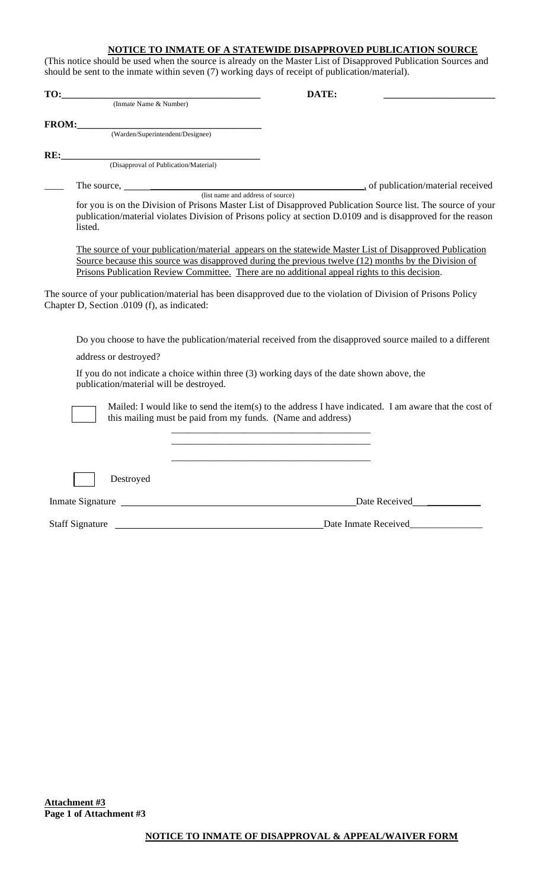## NOTICE TO INMATE OF A STATEWIDE DISAPPROVED PUBLICATION SOURCE

(This notice should be used when the source is already on the Master List of Disapproved Publication Sources and should be sent to the inmate within seven (7) working days of receipt of publication/material).

**TO:**_______________________________________ **DATE:** ______________________
(Inmate Name & Number)

**FROM:**_____________________________________
(Warden/Superintendent/Designee)

**RE:**_______________________________________
(Disapproval of Publication/Material)

____ The source, ________________________________________, of publication/material received
(list name and address of source)
for you is on the Division of Prisons Master List of Disapproved Publication Source list. The source of your publication/material violates Division of Prisons policy at section D.0109 and is disapproved for the reason listed.

The source of your publication/material appears on the statewide Master List of Disapproved Publication Source because this source was disapproved during the previous twelve (12) months by the Division of Prisons Publication Review Committee. There are no additional appeal rights to this decision.

The source of your publication/material has been disapproved due to the violation of Division of Prisons Policy Chapter D, Section .0109 (f), as indicated:

Do you choose to have the publication/material received from the disapproved source mailed to a different address or destroyed?

If you do not indicate a choice within three (3) working days of the date shown above, the publication/material will be destroyed.

☐ Mailed: I would like to send the item(s) to the address I have indicated. I am aware that the cost of this mailing must be paid from my funds. (Name and address)

________________________________________
________________________________________
________________________________________

☐ Destroyed

Inmate Signature ______________________________________________ Date Received____________

Staff Signature ___________________________________________ Date Inmate Received_______________

**Attachment #3**
**Page 1 of Attachment #3**

**NOTICE TO INMATE OF DISAPPROVAL & APPEAL/WAIVER FORM**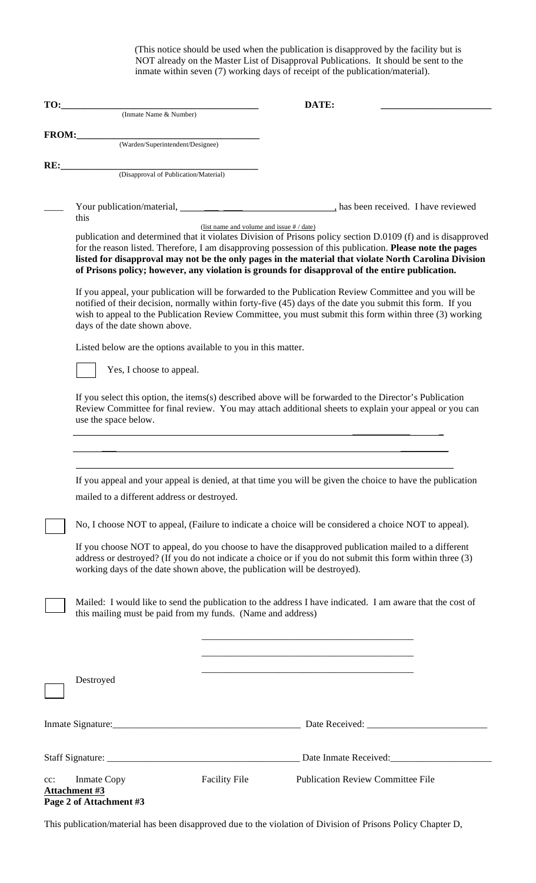(This notice should be used when the publication is disapproved by the facility but is NOT already on the Master List of Disapproval Publications. It should be sent to the inmate within seven (7) working days of receipt of the publication/material).

**TO:**________________________________________ **DATE:** ______________________
(Inmate Name & Number)

**FROM:**______________________________________
(Warden/Superintendent/Designee)

**RE:**________________________________________
(Disapproval of Publication/Material)

____ Your publication/material, ___________________________________, has been received. I have reviewed this
(list name and volume and issue # / date)
publication and determined that it violates Division of Prisons policy section D.0109 (f) and is disapproved for the reason listed. Therefore, I am disapproving possession of this publication. **Please note the pages listed for disapproval may not be the only pages in the material that violate North Carolina Division of Prisons policy; however, any violation is grounds for disapproval of the entire publication.**

If you appeal, your publication will be forwarded to the Publication Review Committee and you will be notified of their decision, normally within forty-five (45) days of the date you submit this form. If you wish to appeal to the Publication Review Committee, you must submit this form within three (3) working days of the date shown above.

Listed below are the options available to you in this matter.

☐ Yes, I choose to appeal.

If you select this option, the items(s) described above will be forwarded to the Director's Publication Review Committee for final review. You may attach additional sheets to explain your appeal or you can use the space below.

______________________________________________________________________________

______________________________________________________________________________

______________________________________________________________________________

If you appeal and your appeal is denied, at that time you will be given the choice to have the publication mailed to a different address or destroyed.

☐ No, I choose NOT to appeal, (Failure to indicate a choice will be considered a choice NOT to appeal).

If you choose NOT to appeal, do you choose to have the disapproved publication mailed to a different address or destroyed? (If you do not indicate a choice or if you do not submit this form within three (3) working days of the date shown above, the publication will be destroyed).

☐ Mailed: I would like to send the publication to the address I have indicated. I am aware that the cost of this mailing must be paid from my funds. (Name and address)

_____________________________________________

_____________________________________________

_____________________________________________

☐ Destroyed

Inmate Signature:______________________________________ Date Received: ________________________

Staff Signature: ________________________________________ Date Inmate Received:_____________________

cc: Inmate Copy Facility File Publication Review Committee File

**Attachment #3**
**Page 2 of Attachment #3**

This publication/material has been disapproved due to the violation of Division of Prisons Policy Chapter D,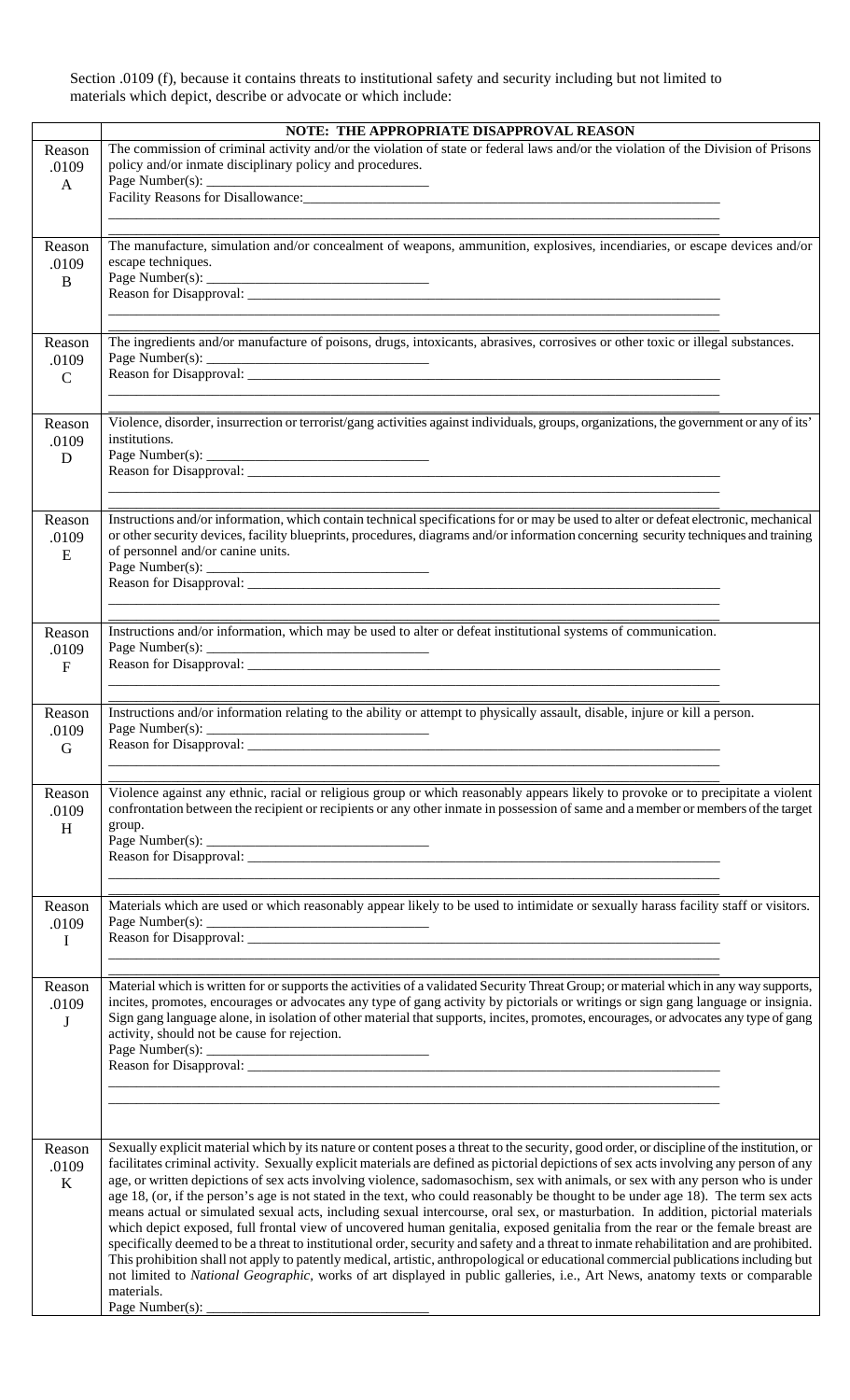Section .0109 (f), because it contains threats to institutional safety and security including but not limited to materials which depict, describe or advocate or which include:

| | **NOTE: THE APPROPRIATE DISAPPROVAL REASON** |
|---|---|
| Reason .0109 A | The commission of criminal activity and/or the violation of state or federal laws and/or the violation of the Division of Prisons policy and/or inmate disciplinary policy and procedures.<br>Page Number(s): ______________________________<br>Facility Reasons for Disallowance:______________________________________________________________<br>________________________________________________________________________________<br>________________________________________________________________________________ |
| Reason .0109 B | The manufacture, simulation and/or concealment of weapons, ammunition, explosives, incendiaries, or escape devices and/or escape techniques.<br>Page Number(s): ______________________________<br>Reason for Disapproval: ____________________________________________________________________<br>________________________________________________________________________________<br>________________________________________________________________________________ |
| Reason .0109 C | The ingredients and/or manufacture of poisons, drugs, intoxicants, abrasives, corrosives or other toxic or illegal substances.<br>Page Number(s): ______________________________<br>Reason for Disapproval: ____________________________________________________________________<br>________________________________________________________________________________<br>________________________________________________________________________________ |
| Reason .0109 D | Violence, disorder, insurrection or terrorist/gang activities against individuals, groups, organizations, the government or any of its' institutions.<br>Page Number(s): ______________________________<br>Reason for Disapproval: ____________________________________________________________________<br>________________________________________________________________________________<br>________________________________________________________________________________ |
| Reason .0109 E | Instructions and/or information, which contain technical specifications for or may be used to alter or defeat electronic, mechanical or other security devices, facility blueprints, procedures, diagrams and/or information concerning security techniques and training of personnel and/or canine units.<br>Page Number(s): ______________________________<br>Reason for Disapproval: ____________________________________________________________________<br>________________________________________________________________________________<br>________________________________________________________________________________ |
| Reason .0109 F | Instructions and/or information, which may be used to alter or defeat institutional systems of communication.<br>Page Number(s): ______________________________<br>Reason for Disapproval: ____________________________________________________________________<br>________________________________________________________________________________<br>________________________________________________________________________________ |
| Reason .0109 G | Instructions and/or information relating to the ability or attempt to physically assault, disable, injure or kill a person.<br>Page Number(s): ______________________________<br>Reason for Disapproval: ____________________________________________________________________<br>________________________________________________________________________________<br>________________________________________________________________________________ |
| Reason .0109 H | Violence against any ethnic, racial or religious group or which reasonably appears likely to provoke or to precipitate a violent confrontation between the recipient or recipients or any other inmate in possession of same and a member or members of the target group.<br>Page Number(s): ______________________________<br>Reason for Disapproval: ____________________________________________________________________<br>________________________________________________________________________________<br>________________________________________________________________________________ |
| Reason .0109 I | Materials which are used or which reasonably appear likely to be used to intimidate or sexually harass facility staff or visitors.<br>Page Number(s): ______________________________<br>Reason for Disapproval: ____________________________________________________________________<br>________________________________________________________________________________<br>________________________________________________________________________________ |
| Reason .0109 J | Material which is written for or supports the activities of a validated Security Threat Group; or material which in any way supports, incites, promotes, encourages or advocates any type of gang activity by pictorials or writings or sign gang language or insignia. Sign gang language alone, in isolation of other material that supports, incites, promotes, encourages, or advocates any type of gang activity, should not be cause for rejection.<br>Page Number(s): ______________________________<br>Reason for Disapproval: ____________________________________________________________________<br>________________________________________________________________________________<br>________________________________________________________________________________ |
| Reason .0109 K | Sexually explicit material which by its nature or content poses a threat to the security, good order, or discipline of the institution, or facilitates criminal activity. Sexually explicit materials are defined as pictorial depictions of sex acts involving any person of any age, or written depictions of sex acts involving violence, sadomasochism, sex with animals, or sex with any person who is under age 18, (or, if the person's age is not stated in the text, who could reasonably be thought to be under age 18). The term sex acts means actual or simulated sexual acts, including sexual intercourse, oral sex, or masturbation. In addition, pictorial materials which depict exposed, full frontal view of uncovered human genitalia, exposed genitalia from the rear or the female breast are specifically deemed to be a threat to institutional order, security and safety and a threat to inmate rehabilitation and are prohibited. This prohibition shall not apply to patently medical, artistic, anthropological or educational commercial publications including but not limited to *National Geographic*, works of art displayed in public galleries, i.e., Art News, anatomy texts or comparable materials.<br>Page Number(s): ______________________________ |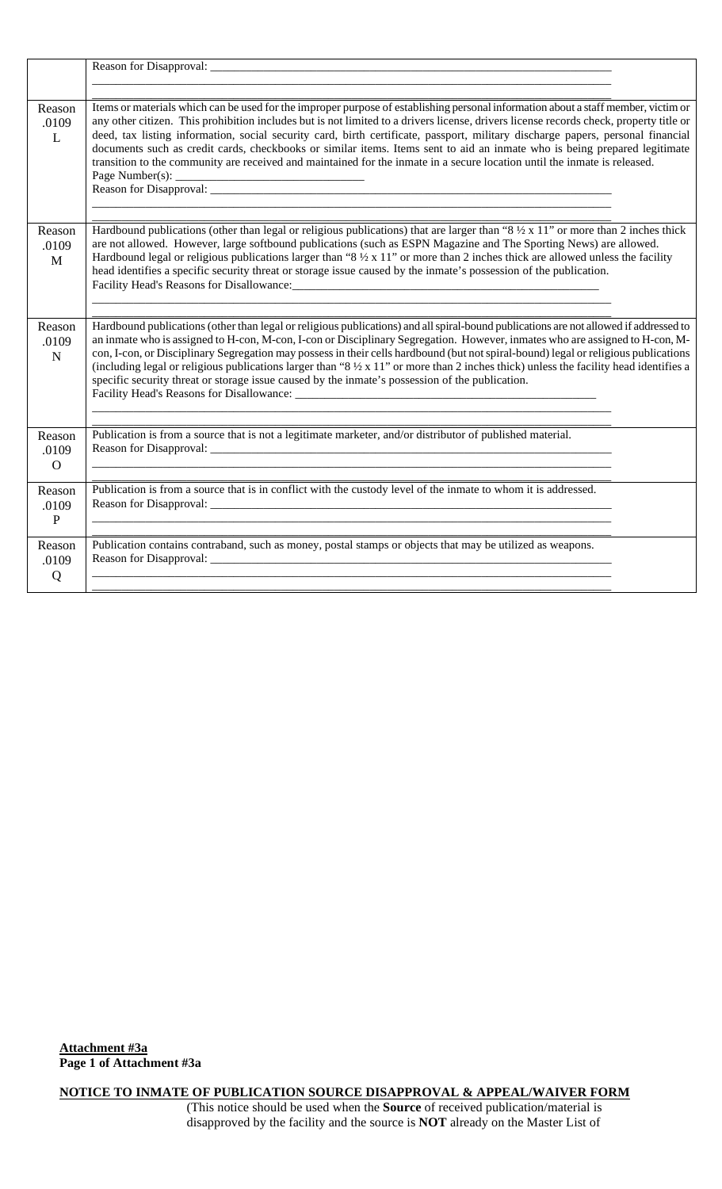| | |
|---|---|
| | Reason for Disapproval: ___________________________________________<br>___________________________________________<br>___________________________________________ |
| Reason .0109 L | Items or materials which can be used for the improper purpose of establishing personal information about a staff member, victim or any other citizen. This prohibition includes but is not limited to a drivers license, drivers license records check, property title or deed, tax listing information, social security card, birth certificate, passport, military discharge papers, personal financial documents such as credit cards, checkbooks or similar items. Items sent to aid an inmate who is being prepared legitimate transition to the community are received and maintained for the inmate in a secure location until the inmate is released.<br>Page Number(s): ____________________<br>Reason for Disapproval: ___________________________________________<br>___________________________________________<br>___________________________________________ |
| Reason .0109 M | Hardbound publications (other than legal or religious publications) that are larger than "8 ½ x 11" or more than 2 inches thick are not allowed. However, large softbound publications (such as ESPN Magazine and The Sporting News) are allowed. Hardbound legal or religious publications larger than "8 ½ x 11" or more than 2 inches thick are allowed unless the facility head identifies a specific security threat or storage issue caused by the inmate's possession of the publication.<br>Facility Head's Reasons for Disallowance:___________________________________________<br>___________________________________________<br>___________________________________________ |
| Reason .0109 N | Hardbound publications (other than legal or religious publications) and all spiral-bound publications are not allowed if addressed to an inmate who is assigned to H-con, M-con, I-con or Disciplinary Segregation. However, inmates who are assigned to H-con, M-con, I-con, or Disciplinary Segregation may possess in their cells hardbound (but not spiral-bound) legal or religious publications (including legal or religious publications larger than "8 ½ x 11" or more than 2 inches thick) unless the facility head identifies a specific security threat or storage issue caused by the inmate's possession of the publication.<br>Facility Head's Reasons for Disallowance: ___________________________________________<br>___________________________________________<br>___________________________________________ |
| Reason .0109 O | Publication is from a source that is not a legitimate marketer, and/or distributor of published material.<br>Reason for Disapproval: ___________________________________________<br>___________________________________________<br>___________________________________________ |
| Reason .0109 P | Publication is from a source that is in conflict with the custody level of the inmate to whom it is addressed.<br>Reason for Disapproval: ___________________________________________<br>___________________________________________<br>___________________________________________ |
| Reason .0109 Q | Publication contains contraband, such as money, postal stamps or objects that may be utilized as weapons.<br>Reason for Disapproval: ___________________________________________<br>___________________________________________<br>___________________________________________ |

**Attachment #3a**
**Page 1 of Attachment #3a**

**NOTICE TO INMATE OF PUBLICATION SOURCE DISAPPROVAL & APPEAL/WAIVER FORM**

(This notice should be used when the **Source** of received publication/material is disapproved by the facility and the source is **NOT** already on the Master List of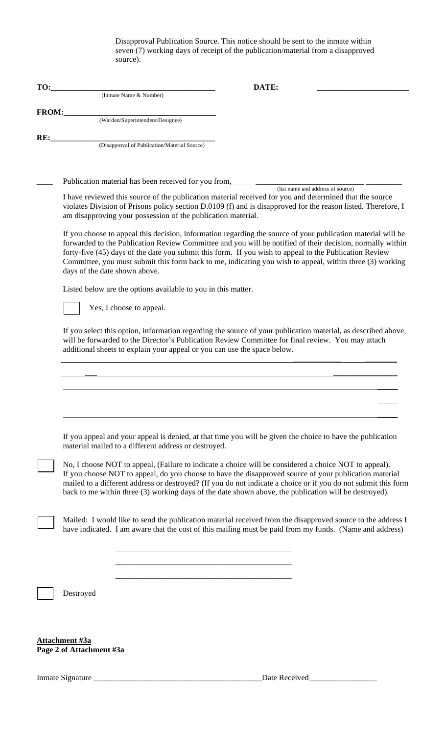Disapproval Publication Source. This notice should be sent to the inmate within seven (7) working days of receipt of the publication/material from a disapproved source).

**TO:**\_\_\_\_\_\_\_\_\_\_\_\_\_\_\_\_\_\_\_\_\_\_\_\_\_\_\_\_\_\_\_\_\_\_\_\_\_\_\_\_ **DATE:** \_\_\_\_\_\_\_\_\_\_\_\_\_\_\_\_\_\_\_\_\_\_
(Inmate Name & Number)

**FROM:**\_\_\_\_\_\_\_\_\_\_\_\_\_\_\_\_\_\_\_\_\_\_\_\_\_\_\_\_\_\_\_\_\_\_\_\_\_\_\_\_
(Warden/Superintendent/Designee)

**RE:**\_\_\_\_\_\_\_\_\_\_\_\_\_\_\_\_\_\_\_\_\_\_\_\_\_\_\_\_\_\_\_\_\_\_\_\_\_\_\_\_
(Disapproval of Publication/Material Source)

\_\_\_\_ Publication material has been received for you from, \_\_\_\_\_\_\_\_\_\_\_\_\_\_\_\_\_\_\_\_\_\_\_\_\_\_\_\_\_\_\_\_\_\_\_\_\_\_\_\_\_\_
(list name and address of source)

I have reviewed this source of the publication material received for you and determined that the source violates Division of Prisons policy section D.0109 (f) and is disapproved for the reason listed. Therefore, I am disapproving your possession of the publication material.

If you choose to appeal this decision, information regarding the source of your publication material will be forwarded to the Publication Review Committee and you will be notified of their decision, normally within forty-five (45) days of the date you submit this form. If you wish to appeal to the Publication Review Committee, you must submit this form back to me, indicating you wish to appeal, within three (3) working days of the date shown above.

Listed below are the options available to you in this matter.

☐ Yes, I choose to appeal.

If you select this option, information regarding the source of your publication material, as described above, will be forwarded to the Director's Publication Review Committee for final review. You may attach additional sheets to explain your appeal or you can use the space below.

\_\_\_\_\_\_\_\_\_\_\_\_\_\_\_\_\_\_\_\_\_\_\_\_\_\_\_\_\_\_\_\_\_\_\_\_\_\_\_\_\_\_\_\_\_\_\_\_\_\_\_\_\_\_\_\_\_\_\_\_\_\_\_\_\_\_\_\_\_\_\_\_\_\_\_\_\_\_

\_\_\_\_\_\_\_\_\_\_\_\_\_\_\_\_\_\_\_\_\_\_\_\_\_\_\_\_\_\_\_\_\_\_\_\_\_\_\_\_\_\_\_\_\_\_\_\_\_\_\_\_\_\_\_\_\_\_\_\_\_\_\_\_\_\_\_\_\_\_\_\_\_\_\_\_\_\_

\_\_\_\_\_\_\_\_\_\_\_\_\_\_\_\_\_\_\_\_\_\_\_\_\_\_\_\_\_\_\_\_\_\_\_\_\_\_\_\_\_\_\_\_\_\_\_\_\_\_\_\_\_\_\_\_\_\_\_\_\_\_\_\_\_\_\_\_\_\_\_\_\_\_\_\_\_\_

\_\_\_\_\_\_\_\_\_\_\_\_\_\_\_\_\_\_\_\_\_\_\_\_\_\_\_\_\_\_\_\_\_\_\_\_\_\_\_\_\_\_\_\_\_\_\_\_\_\_\_\_\_\_\_\_\_\_\_\_\_\_\_\_\_\_\_\_\_\_\_\_\_\_\_\_\_\_

\_\_\_\_\_\_\_\_\_\_\_\_\_\_\_\_\_\_\_\_\_\_\_\_\_\_\_\_\_\_\_\_\_\_\_\_\_\_\_\_\_\_\_\_\_\_\_\_\_\_\_\_\_\_\_\_\_\_\_\_\_\_\_\_\_\_\_\_\_\_\_\_\_\_\_\_\_\_

If you appeal and your appeal is denied, at that time you will be given the choice to have the publication material mailed to a different address or destroyed.

☐ No, I choose NOT to appeal, (Failure to indicate a choice will be considered a choice NOT to appeal). If you choose NOT to appeal, do you choose to have the disapproved source of your publication material mailed to a different address or destroyed? (If you do not indicate a choice or if you do not submit this form back to me within three (3) working days of the date shown above, the publication will be destroyed).

☐ Mailed: I would like to send the publication material received from the disapproved source to the address I have indicated. I am aware that the cost of this mailing must be paid from my funds. (Name and address)

\_\_\_\_\_\_\_\_\_\_\_\_\_\_\_\_\_\_\_\_\_\_\_\_\_\_\_\_\_\_\_\_\_\_\_\_\_\_\_\_\_\_\_

\_\_\_\_\_\_\_\_\_\_\_\_\_\_\_\_\_\_\_\_\_\_\_\_\_\_\_\_\_\_\_\_\_\_\_\_\_\_\_\_\_\_\_

\_\_\_\_\_\_\_\_\_\_\_\_\_\_\_\_\_\_\_\_\_\_\_\_\_\_\_\_\_\_\_\_\_\_\_\_\_\_\_\_\_\_\_

☐ Destroyed

**Attachment #3a**
**Page 2 of Attachment #3a**

Inmate Signature \_\_\_\_\_\_\_\_\_\_\_\_\_\_\_\_\_\_\_\_\_\_\_\_\_\_\_\_\_\_\_\_\_\_\_\_\_\_\_\_\_\_Date Received\_\_\_\_\_\_\_\_\_\_\_\_\_\_\_\_\_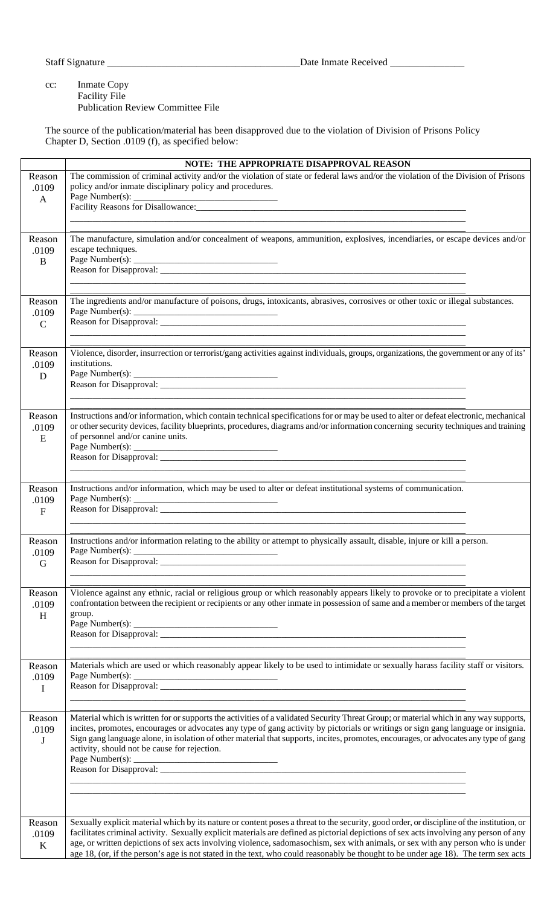Staff Signature ______________________________________Date Inmate Received _______________

cc: Inmate Copy
Facility File
Publication Review Committee File

The source of the publication/material has been disapproved due to the violation of Division of Prisons Policy Chapter D, Section .0109 (f), as specified below:

| | NOTE: THE APPROPRIATE DISAPPROVAL REASON |
|---|---|
| Reason .0109 A | The commission of criminal activity and/or the violation of state or federal laws and/or the violation of the Division of Prisons policy and/or inmate disciplinary policy and procedures.<br>Page Number(s): ______________________________<br>Facility Reasons for Disallowance:_____________________________________________________________<br>______________________________________________________________________________<br>______________________________________________________________________________ |
| Reason .0109 B | The manufacture, simulation and/or concealment of weapons, ammunition, explosives, incendiaries, or escape devices and/or escape techniques.<br>Page Number(s): ______________________________<br>Reason for Disapproval: _______________________________________________________________________<br>______________________________________________________________________________<br>______________________________________________________________________________ |
| Reason .0109 C | The ingredients and/or manufacture of poisons, drugs, intoxicants, abrasives, corrosives or other toxic or illegal substances.<br>Page Number(s): ______________________________<br>Reason for Disapproval: _______________________________________________________________________<br>______________________________________________________________________________<br>______________________________________________________________________________ |
| Reason .0109 D | Violence, disorder, insurrection or terrorist/gang activities against individuals, groups, organizations, the government or any of its' institutions.<br>Page Number(s): ______________________________<br>Reason for Disapproval: _______________________________________________________________________<br>______________________________________________________________________________<br>______________________________________________________________________________ |
| Reason .0109 E | Instructions and/or information, which contain technical specifications for or may be used to alter or defeat electronic, mechanical or other security devices, facility blueprints, procedures, diagrams and/or information concerning security techniques and training of personnel and/or canine units.<br>Page Number(s): ______________________________<br>Reason for Disapproval: _______________________________________________________________________<br>______________________________________________________________________________<br>______________________________________________________________________________ |
| Reason .0109 F | Instructions and/or information, which may be used to alter or defeat institutional systems of communication.<br>Page Number(s): ______________________________<br>Reason for Disapproval: _______________________________________________________________________<br>______________________________________________________________________________<br>______________________________________________________________________________ |
| Reason .0109 G | Instructions and/or information relating to the ability or attempt to physically assault, disable, injure or kill a person.<br>Page Number(s): ______________________________<br>Reason for Disapproval: _______________________________________________________________________<br>______________________________________________________________________________<br>______________________________________________________________________________ |
| Reason .0109 H | Violence against any ethnic, racial or religious group or which reasonably appears likely to provoke or to precipitate a violent confrontation between the recipient or recipients or any other inmate in possession of same and a member or members of the target group.<br>Page Number(s): ______________________________<br>Reason for Disapproval: _______________________________________________________________________<br>______________________________________________________________________________<br>______________________________________________________________________________ |
| Reason .0109 I | Materials which are used or which reasonably appear likely to be used to intimidate or sexually harass facility staff or visitors.<br>Page Number(s): ______________________________<br>Reason for Disapproval: _______________________________________________________________________<br>______________________________________________________________________________<br>______________________________________________________________________________ |
| Reason .0109 J | Material which is written for or supports the activities of a validated Security Threat Group; or material which in any way supports, incites, promotes, encourages or advocates any type of gang activity by pictorials or writings or sign gang language or insignia. Sign gang language alone, in isolation of other material that supports, incites, promotes, encourages, or advocates any type of gang activity, should not be cause for rejection.<br>Page Number(s): ______________________________<br>Reason for Disapproval: _______________________________________________________________________<br>______________________________________________________________________________<br>______________________________________________________________________________ |
| Reason .0109 K | Sexually explicit material which by its nature or content poses a threat to the security, good order, or discipline of the institution, or facilitates criminal activity. Sexually explicit materials are defined as pictorial depictions of sex acts involving any person of any age, or written depictions of sex acts involving violence, sadomasochism, sex with animals, or sex with any person who is under age 18, (or, if the person's age is not stated in the text, who could reasonably be thought to be under age 18). The term sex acts |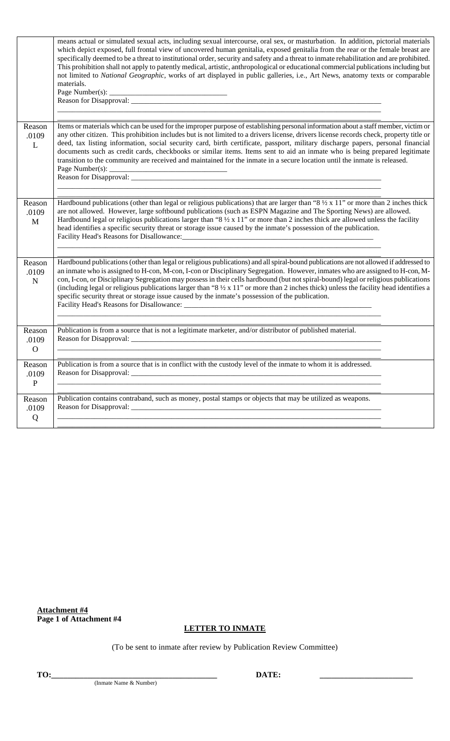| | |
|---|---|
| | means actual or simulated sexual acts, including sexual intercourse, oral sex, or masturbation. In addition, pictorial materials which depict exposed, full frontal view of uncovered human genitalia, exposed genitalia from the rear or the female breast are specifically deemed to be a threat to institutional order, security and safety and a threat to inmate rehabilitation and are prohibited. This prohibition shall not apply to patently medical, artistic, anthropological or educational commercial publications including but not limited to *National Geographic*, works of art displayed in public galleries, i.e., Art News, anatomy texts or comparable materials.<br>Page Number(s): ______________________________<br>Reason for Disapproval: ______________________________<br>______________________________<br>______________________________ |
| Reason .0109 L | Items or materials which can be used for the improper purpose of establishing personal information about a staff member, victim or any other citizen. This prohibition includes but is not limited to a drivers license, drivers license records check, property title or deed, tax listing information, social security card, birth certificate, passport, military discharge papers, personal financial documents such as credit cards, checkbooks or similar items. Items sent to aid an inmate who is being prepared legitimate transition to the community are received and maintained for the inmate in a secure location until the inmate is released.<br>Page Number(s): ______________________________<br>Reason for Disapproval: ______________________________<br>______________________________<br>______________________________ |
| Reason .0109 M | Hardbound publications (other than legal or religious publications) that are larger than "8 ½ x 11" or more than 2 inches thick are not allowed. However, large softbound publications (such as ESPN Magazine and The Sporting News) are allowed. Hardbound legal or religious publications larger than "8 ½ x 11" or more than 2 inches thick are allowed unless the facility head identifies a specific security threat or storage issue caused by the inmate's possession of the publication.<br>Facility Head's Reasons for Disallowance: ______________________________<br>______________________________<br>______________________________ |
| Reason .0109 N | Hardbound publications (other than legal or religious publications) and all spiral-bound publications are not allowed if addressed to an inmate who is assigned to H-con, M-con, I-con or Disciplinary Segregation. However, inmates who are assigned to H-con, M-con, I-con, or Disciplinary Segregation may possess in their cells hardbound (but not spiral-bound) legal or religious publications (including legal or religious publications larger than "8 ½ x 11" or more than 2 inches thick) unless the facility head identifies a specific security threat or storage issue caused by the inmate's possession of the publication.<br>Facility Head's Reasons for Disallowance: ______________________________<br>______________________________<br>______________________________ |
| Reason .0109 O | Publication is from a source that is not a legitimate marketer, and/or distributor of published material.<br>Reason for Disapproval: ______________________________<br>______________________________<br>______________________________ |
| Reason .0109 P | Publication is from a source that is in conflict with the custody level of the inmate to whom it is addressed.<br>Reason for Disapproval: ______________________________<br>______________________________<br>______________________________ |
| Reason .0109 Q | Publication contains contraband, such as money, postal stamps or objects that may be utilized as weapons.<br>Reason for Disapproval: ______________________________<br>______________________________<br>______________________________ |

**Attachment #4**
**Page 1 of Attachment #4**

## LETTER TO INMATE

(To be sent to inmate after review by Publication Review Committee)

**TO:**______________________________ **DATE:** ______________________
(Inmate Name & Number)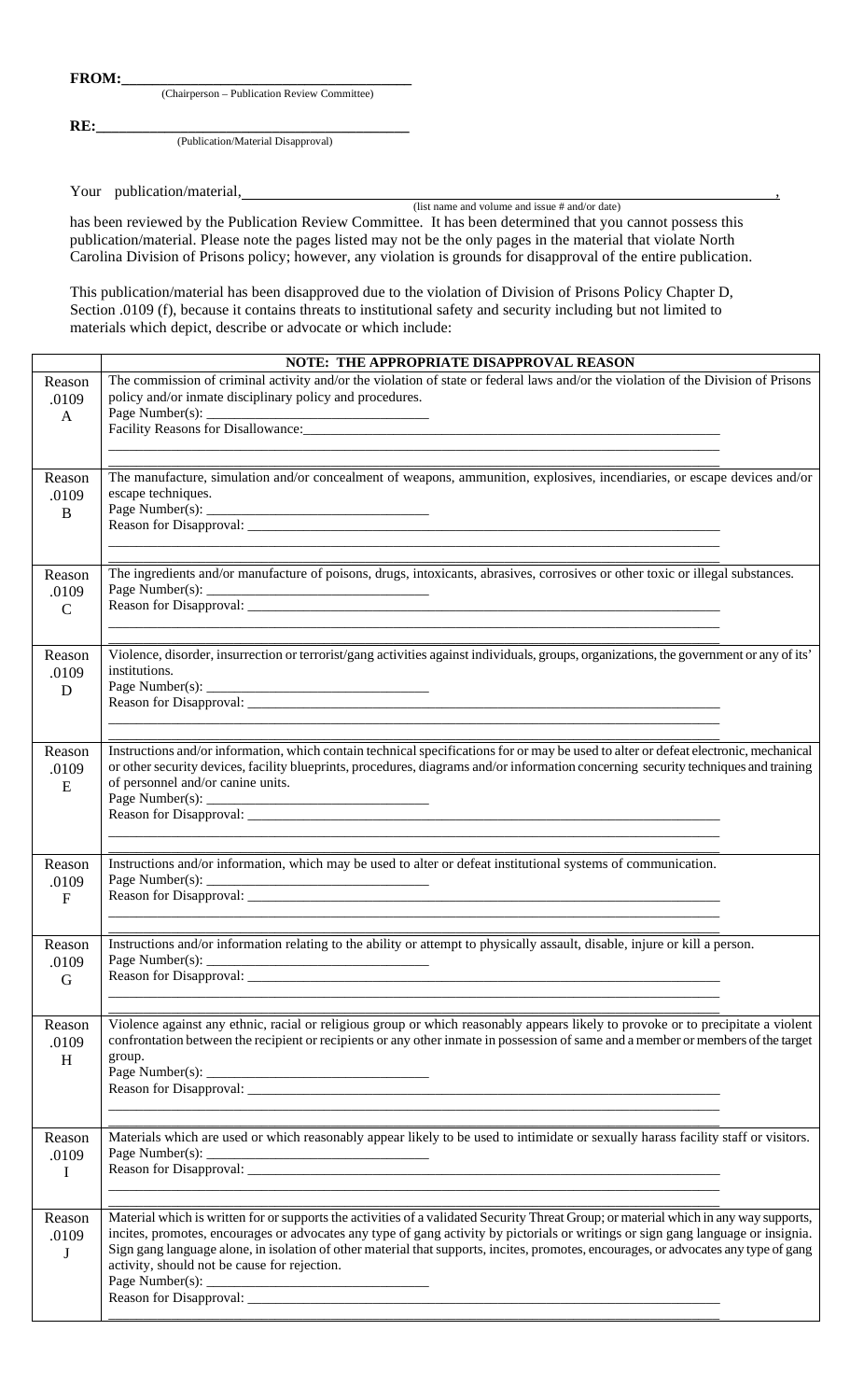**FROM:**\_\_\_\_\_\_\_\_\_\_\_\_\_\_\_\_\_\_\_\_\_\_\_\_\_\_\_\_\_\_\_\_\_\_\_\_\_\_
(Chairperson – Publication Review Committee)

**RE:**\_\_\_\_\_\_\_\_\_\_\_\_\_\_\_\_\_\_\_\_\_\_\_\_\_\_\_\_\_\_\_\_\_\_\_\_\_\_\_\_\_\_\_\_
(Publication/Material Disapproval)

Your publication/material, \_\_\_\_\_\_\_\_\_\_\_\_\_\_\_\_\_\_\_\_\_\_\_\_\_\_\_\_\_\_\_\_\_\_\_\_\_\_\_\_\_\_\_\_\_\_\_\_\_\_\_\_\_\_\_\_\_\_\_\_,
(list name and volume and issue # and/or date)

has been reviewed by the Publication Review Committee. It has been determined that you cannot possess this publication/material. Please note the pages listed may not be the only pages in the material that violate North Carolina Division of Prisons policy; however, any violation is grounds for disapproval of the entire publication.

This publication/material has been disapproved due to the violation of Division of Prisons Policy Chapter D, Section .0109 (f), because it contains threats to institutional safety and security including but not limited to materials which depict, describe or advocate or which include:

| | **NOTE: THE APPROPRIATE DISAPPROVAL REASON** |
|---|---|
| Reason .0109 A | The commission of criminal activity and/or the violation of state or federal laws and/or the violation of the Division of Prisons policy and/or inmate disciplinary policy and procedures.<br>Page Number(s): \_\_\_\_\_\_\_\_\_\_\_\_\_\_\_\_<br>Facility Reasons for Disallowance:\_\_\_\_\_\_\_\_\_\_\_\_\_\_\_\_\_\_\_\_\_\_\_\_\_\_\_\_\_\_\_\_ |
| Reason .0109 B | The manufacture, simulation and/or concealment of weapons, ammunition, explosives, incendiaries, or escape devices and/or escape techniques.<br>Page Number(s): \_\_\_\_\_\_\_\_\_\_\_\_\_\_\_\_<br>Reason for Disapproval: \_\_\_\_\_\_\_\_\_\_\_\_\_\_\_\_\_\_\_\_\_\_\_\_\_\_\_\_\_\_\_\_ |
| Reason .0109 C | The ingredients and/or manufacture of poisons, drugs, intoxicants, abrasives, corrosives or other toxic or illegal substances.<br>Page Number(s): \_\_\_\_\_\_\_\_\_\_\_\_\_\_\_\_<br>Reason for Disapproval: \_\_\_\_\_\_\_\_\_\_\_\_\_\_\_\_\_\_\_\_\_\_\_\_\_\_\_\_\_\_\_\_ |
| Reason .0109 D | Violence, disorder, insurrection or terrorist/gang activities against individuals, groups, organizations, the government or any of its' institutions.<br>Page Number(s): \_\_\_\_\_\_\_\_\_\_\_\_\_\_\_\_<br>Reason for Disapproval: \_\_\_\_\_\_\_\_\_\_\_\_\_\_\_\_\_\_\_\_\_\_\_\_\_\_\_\_\_\_\_\_ |
| Reason .0109 E | Instructions and/or information, which contain technical specifications for or may be used to alter or defeat electronic, mechanical or other security devices, facility blueprints, procedures, diagrams and/or information concerning security techniques and training of personnel and/or canine units.<br>Page Number(s): \_\_\_\_\_\_\_\_\_\_\_\_\_\_\_\_<br>Reason for Disapproval: \_\_\_\_\_\_\_\_\_\_\_\_\_\_\_\_\_\_\_\_\_\_\_\_\_\_\_\_\_\_\_\_ |
| Reason .0109 F | Instructions and/or information, which may be used to alter or defeat institutional systems of communication.<br>Page Number(s): \_\_\_\_\_\_\_\_\_\_\_\_\_\_\_\_<br>Reason for Disapproval: \_\_\_\_\_\_\_\_\_\_\_\_\_\_\_\_\_\_\_\_\_\_\_\_\_\_\_\_\_\_\_\_ |
| Reason .0109 G | Instructions and/or information relating to the ability or attempt to physically assault, disable, injure or kill a person.<br>Page Number(s): \_\_\_\_\_\_\_\_\_\_\_\_\_\_\_\_<br>Reason for Disapproval: \_\_\_\_\_\_\_\_\_\_\_\_\_\_\_\_\_\_\_\_\_\_\_\_\_\_\_\_\_\_\_\_ |
| Reason .0109 H | Violence against any ethnic, racial or religious group or which reasonably appears likely to provoke or to precipitate a violent confrontation between the recipient or recipients or any other inmate in possession of same and a member or members of the target group.<br>Page Number(s): \_\_\_\_\_\_\_\_\_\_\_\_\_\_\_\_<br>Reason for Disapproval: \_\_\_\_\_\_\_\_\_\_\_\_\_\_\_\_\_\_\_\_\_\_\_\_\_\_\_\_\_\_\_\_ |
| Reason .0109 I | Materials which are used or which reasonably appear likely to be used to intimidate or sexually harass facility staff or visitors.<br>Page Number(s): \_\_\_\_\_\_\_\_\_\_\_\_\_\_\_\_<br>Reason for Disapproval: \_\_\_\_\_\_\_\_\_\_\_\_\_\_\_\_\_\_\_\_\_\_\_\_\_\_\_\_\_\_\_\_ |
| Reason .0109 J | Material which is written for or supports the activities of a validated Security Threat Group; or material which in any way supports, incites, promotes, encourages or advocates any type of gang activity by pictorials or writings or sign gang language or insignia. Sign gang language alone, in isolation of other material that supports, incites, promotes, encourages, or advocates any type of gang activity, should not be cause for rejection.<br>Page Number(s): \_\_\_\_\_\_\_\_\_\_\_\_\_\_\_\_<br>Reason for Disapproval: \_\_\_\_\_\_\_\_\_\_\_\_\_\_\_\_\_\_\_\_\_\_\_\_\_\_\_\_\_\_\_\_ |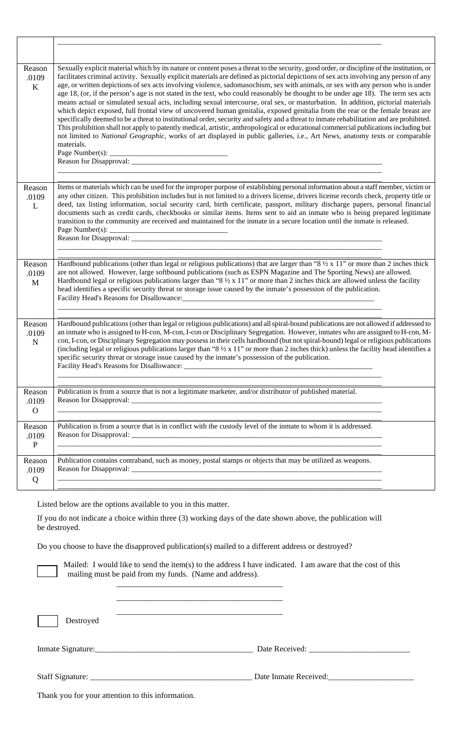| | |
|---|---|
| | ________________________________________________ |
| Reason .0109 K | Sexually explicit material which by its nature or content poses a threat to the security, good order, or discipline of the institution, or facilitates criminal activity. Sexually explicit materials are defined as pictorial depictions of sex acts involving any person of any age, or written depictions of sex acts involving violence, sadomasochism, sex with animals, or sex with any person who is under age 18, (or, if the person's age is not stated in the text, who could reasonably be thought to be under age 18). The term sex acts means actual or simulated sexual acts, including sexual intercourse, oral sex, or masturbation. In addition, pictorial materials which depict exposed, full frontal view of uncovered human genitalia, exposed genitalia from the rear or the female breast are specifically deemed to be a threat to institutional order, security and safety and a threat to inmate rehabilitation and are prohibited. This prohibition shall not apply to patently medical, artistic, anthropological or educational commercial publications including but not limited to *National Geographic*, works of art displayed in public galleries, i.e., Art News, anatomy texts or comparable materials.<br>Page Number(s): ____________________<br>Reason for Disapproval: ________________________________________________<br>________________________________________________ |
| Reason .0109 L | Items or materials which can be used for the improper purpose of establishing personal information about a staff member, victim or any other citizen. This prohibition includes but is not limited to a drivers license, drivers license records check, property title or deed, tax listing information, social security card, birth certificate, passport, military discharge papers, personal financial documents such as credit cards, checkbooks or similar items. Items sent to aid an inmate who is being prepared legitimate transition to the community are received and maintained for the inmate in a secure location until the inmate is released.<br>Page Number(s): ____________________<br>Reason for Disapproval: ________________________________________________<br>________________________________________________ |
| Reason .0109 M | Hardbound publications (other than legal or religious publications) that are larger than "8 ½ x 11" or more than 2 inches thick are not allowed. However, large softbound publications (such as ESPN Magazine and The Sporting News) are allowed. Hardbound legal or religious publications larger than "8 ½ x 11" or more than 2 inches thick are allowed unless the facility head identifies a specific security threat or storage issue caused by the inmate's possession of the publication.<br>Facility Head's Reasons for Disallowance:________________________________________<br>________________________________________________ |
| Reason .0109 N | Hardbound publications (other than legal or religious publications) and all spiral-bound publications are not allowed if addressed to an inmate who is assigned to H-con, M-con, I-con or Disciplinary Segregation. However, inmates who are assigned to H-con, M-con, I-con, or Disciplinary Segregation may possess in their cells hardbound (but not spiral-bound) legal or religious publications (including legal or religious publications larger than "8 ½ x 11" or more than 2 inches thick) unless the facility head identifies a specific security threat or storage issue caused by the inmate's possession of the publication.<br>Facility Head's Reasons for Disallowance: ________________________________________<br>________________________________________________ |
| Reason .0109 O | Publication is from a source that is not a legitimate marketer, and/or distributor of published material.<br>Reason for Disapproval: ________________________________________________<br>________________________________________________ |
| Reason .0109 P | Publication is from a source that is in conflict with the custody level of the inmate to whom it is addressed.<br>Reason for Disapproval: ________________________________________________<br>________________________________________________ |
| Reason .0109 Q | Publication contains contraband, such as money, postal stamps or objects that may be utilized as weapons.<br>Reason for Disapproval: ________________________________________________<br>________________________________________________ |

Listed below are the options available to you in this matter.

If you do not indicate a choice within three (3) working days of the date shown above, the publication will be destroyed.

Do you choose to have the disapproved publication(s) mailed to a different address or destroyed?

☐ Mailed: I would like to send the item(s) to the address I have indicated. I am aware that the cost of this mailing must be paid from my funds. (Name and address).

________________________________________

________________________________________

________________________________________

☐ Destroyed

Inmate Signature:____________________________ Date Received: ____________________

Staff Signature: ____________________________ Date Inmate Received:________________

Thank you for your attention to this information.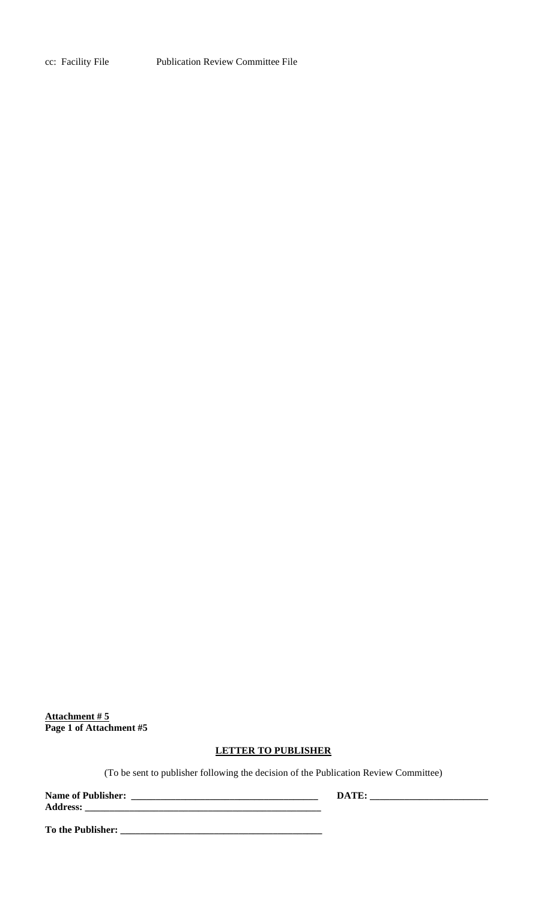cc: Facility File Publication Review Committee File

**Attachment # 5**
**Page 1 of Attachment #5**

## LETTER TO PUBLISHER

(To be sent to publisher following the decision of the Publication Review Committee)

**Name of Publisher: ______________________________________ DATE: ________________________**
**Address: _________________________________________________**

**To the Publisher: __________________________________________**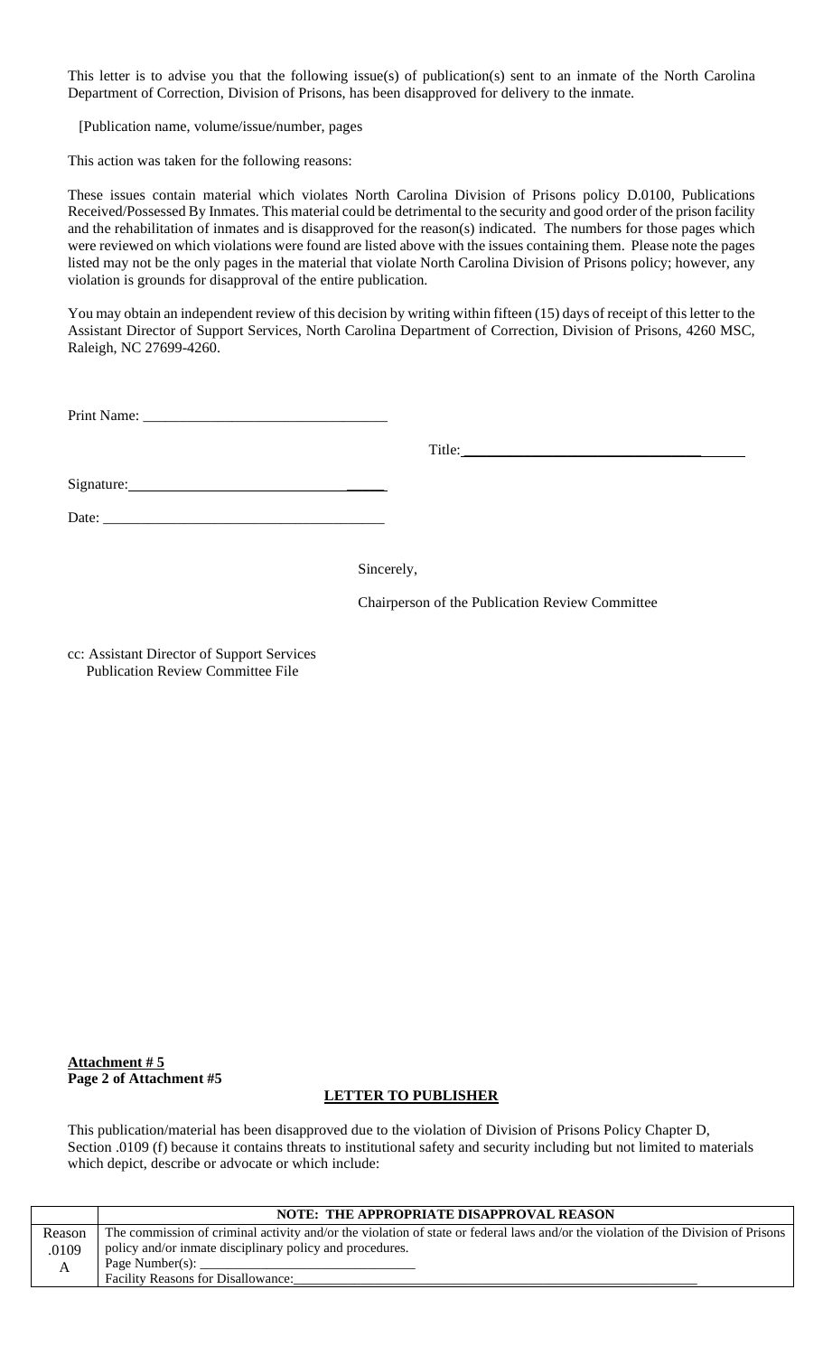This letter is to advise you that the following issue(s) of publication(s) sent to an inmate of the North Carolina Department of Correction, Division of Prisons, has been disapproved for delivery to the inmate.

[Publication name, volume/issue/number, pages

This action was taken for the following reasons:

These issues contain material which violates North Carolina Division of Prisons policy D.0100, Publications Received/Possessed By Inmates. This material could be detrimental to the security and good order of the prison facility and the rehabilitation of inmates and is disapproved for the reason(s) indicated. The numbers for those pages which were reviewed on which violations were found are listed above with the issues containing them. Please note the pages listed may not be the only pages in the material that violate North Carolina Division of Prisons policy; however, any violation is grounds for disapproval of the entire publication.

You may obtain an independent review of this decision by writing within fifteen (15) days of receipt of this letter to the Assistant Director of Support Services, North Carolina Department of Correction, Division of Prisons, 4260 MSC, Raleigh, NC 27699-4260.

Print Name: ________________________________

Title: ________________________________

Signature: ________________________________

Date: ________________________________

Sincerely,

Chairperson of the Publication Review Committee

cc: Assistant Director of Support Services
Publication Review Committee File

**Attachment # 5**
**Page 2 of Attachment #5**

## LETTER TO PUBLISHER

This publication/material has been disapproved due to the violation of Division of Prisons Policy Chapter D, Section .0109 (f) because it contains threats to institutional safety and security including but not limited to materials which depict, describe or advocate or which include:

| | NOTE: THE APPROPRIATE DISAPPROVAL REASON |
|---|---|
| Reason .0109 A | The commission of criminal activity and/or the violation of state or federal laws and/or the violation of the Division of Prisons policy and/or inmate disciplinary policy and procedures.<br>Page Number(s): ______________________________<br>Facility Reasons for Disallowance: ______________________________ |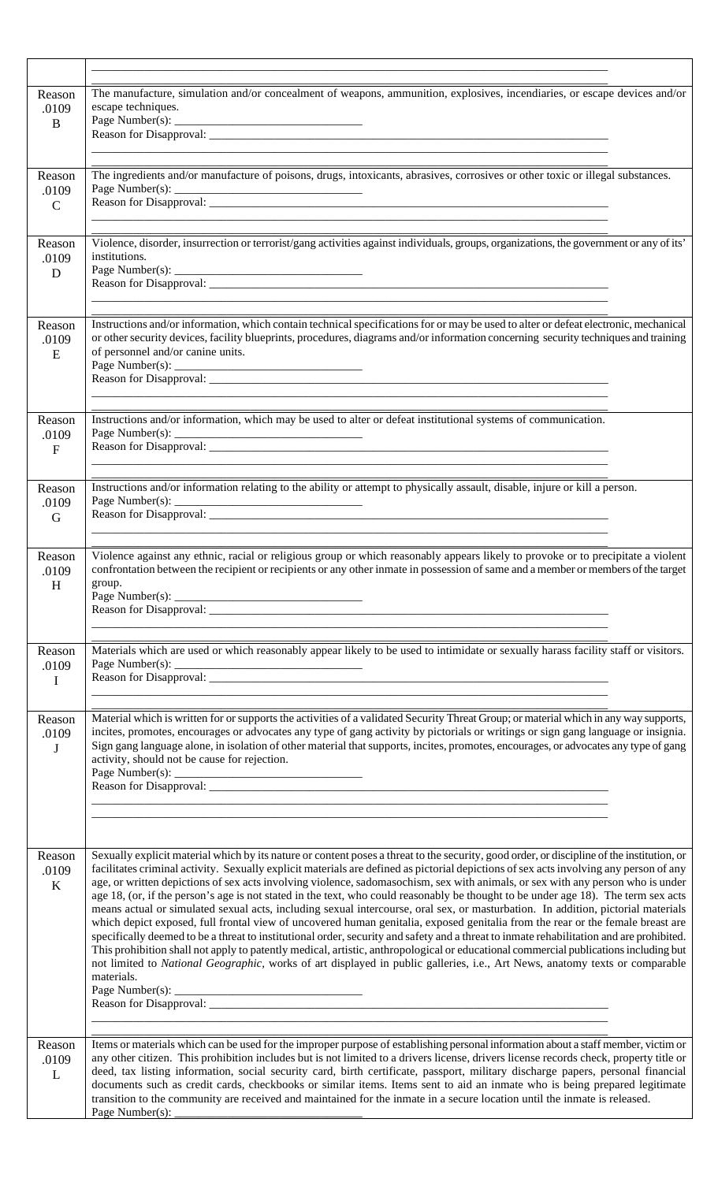| | |
|---|---|
| | |
| Reason .0109 B | The manufacture, simulation and/or concealment of weapons, ammunition, explosives, incendiaries, or escape devices and/or escape techniques.<br>Page Number(s): ______________________________<br>Reason for Disapproval: ______________________________ |
| Reason .0109 C | The ingredients and/or manufacture of poisons, drugs, intoxicants, abrasives, corrosives or other toxic or illegal substances.<br>Page Number(s): ______________________________<br>Reason for Disapproval: ______________________________ |
| Reason .0109 D | Violence, disorder, insurrection or terrorist/gang activities against individuals, groups, organizations, the government or any of its' institutions.<br>Page Number(s): ______________________________<br>Reason for Disapproval: ______________________________ |
| Reason .0109 E | Instructions and/or information, which contain technical specifications for or may be used to alter or defeat electronic, mechanical or other security devices, facility blueprints, procedures, diagrams and/or information concerning security techniques and training of personnel and/or canine units.<br>Page Number(s): ______________________________<br>Reason for Disapproval: ______________________________ |
| Reason .0109 F | Instructions and/or information, which may be used to alter or defeat institutional systems of communication.<br>Page Number(s): ______________________________<br>Reason for Disapproval: ______________________________ |
| Reason .0109 G | Instructions and/or information relating to the ability or attempt to physically assault, disable, injure or kill a person.<br>Page Number(s): ______________________________<br>Reason for Disapproval: ______________________________ |
| Reason .0109 H | Violence against any ethnic, racial or religious group or which reasonably appears likely to provoke or to precipitate a violent confrontation between the recipient or recipients or any other inmate in possession of same and a member or members of the target group.<br>Page Number(s): ______________________________<br>Reason for Disapproval: ______________________________ |
| Reason .0109 I | Materials which are used or which reasonably appear likely to be used to intimidate or sexually harass facility staff or visitors.<br>Page Number(s): ______________________________<br>Reason for Disapproval: ______________________________ |
| Reason .0109 J | Material which is written for or supports the activities of a validated Security Threat Group; or material which in any way supports, incites, promotes, encourages or advocates any type of gang activity by pictorials or writings or sign gang language or insignia. Sign gang language alone, in isolation of other material that supports, incites, promotes, encourages, or advocates any type of gang activity, should not be cause for rejection.<br>Page Number(s): ______________________________<br>Reason for Disapproval: ______________________________ |
| Reason .0109 K | Sexually explicit material which by its nature or content poses a threat to the security, good order, or discipline of the institution, or facilitates criminal activity. Sexually explicit materials are defined as pictorial depictions of sex acts involving any person of any age, or written depictions of sex acts involving violence, sadomasochism, sex with animals, or sex with any person who is under age 18, (or, if the person's age is not stated in the text, who could reasonably be thought to be under age 18). The term sex acts means actual or simulated sexual acts, including sexual intercourse, oral sex, or masturbation. In addition, pictorial materials which depict exposed, full frontal view of uncovered human genitalia, exposed genitalia from the rear or the female breast are specifically deemed to be a threat to institutional order, security and safety and a threat to inmate rehabilitation and are prohibited. This prohibition shall not apply to patently medical, artistic, anthropological or educational commercial publications including but not limited to *National Geographic*, works of art displayed in public galleries, i.e., Art News, anatomy texts or comparable materials.<br>Page Number(s): ______________________________<br>Reason for Disapproval: ______________________________ |
| Reason .0109 L | Items or materials which can be used for the improper purpose of establishing personal information about a staff member, victim or any other citizen. This prohibition includes but is not limited to a drivers license, drivers license records check, property title or deed, tax listing information, social security card, birth certificate, passport, military discharge papers, personal financial documents such as credit cards, checkbooks or similar items. Items sent to aid an inmate who is being prepared legitimate transition to the community are received and maintained for the inmate in a secure location until the inmate is released.<br>Page Number(s): ______________________________ |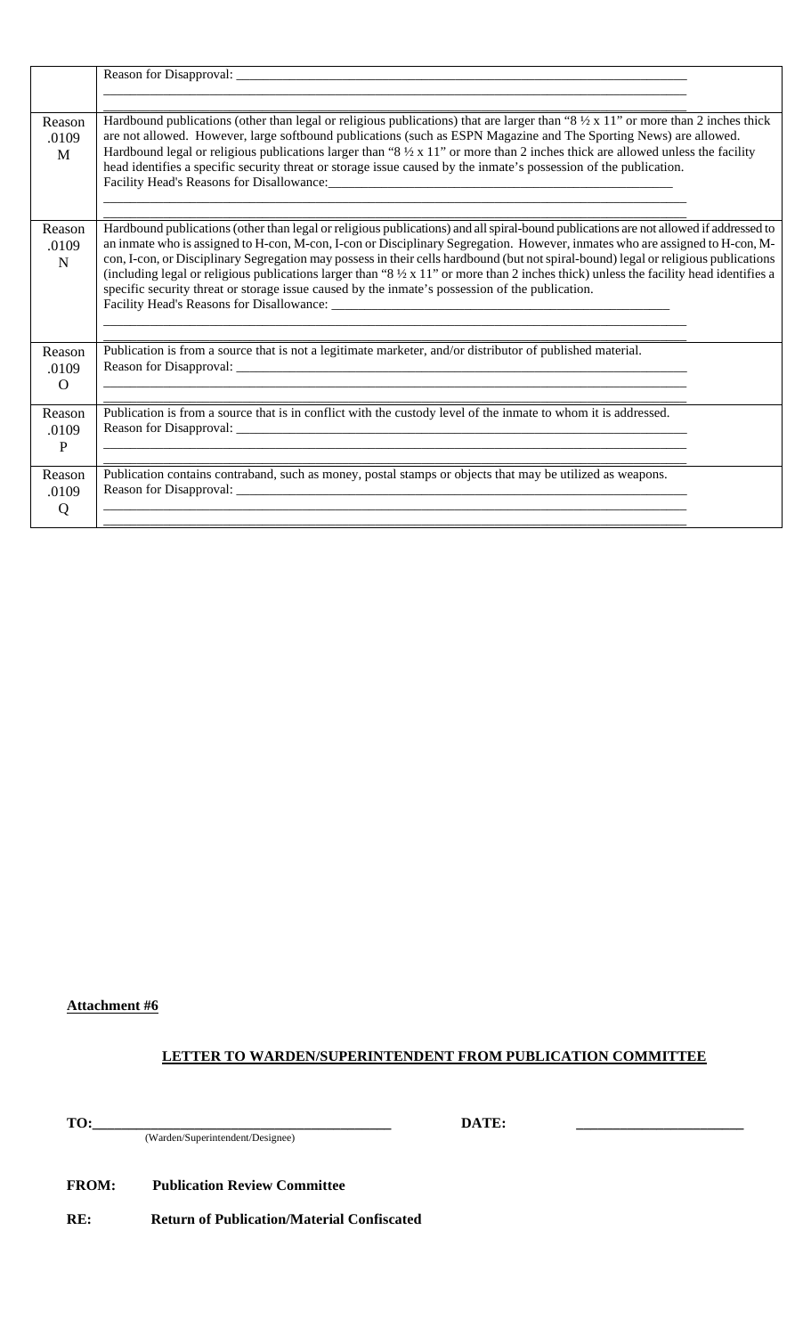| | |
|---|---|
| | Reason for Disapproval: ___________________________________________________________________________<br>___________________________________________________________________________<br>___________________________________________________________________________ |
| Reason .0109 M | Hardbound publications (other than legal or religious publications) that are larger than "8 ½ x 11" or more than 2 inches thick are not allowed. However, large softbound publications (such as ESPN Magazine and The Sporting News) are allowed. Hardbound legal or religious publications larger than "8 ½ x 11" or more than 2 inches thick are allowed unless the facility head identifies a specific security threat or storage issue caused by the inmate's possession of the publication.<br>Facility Head's Reasons for Disallowance:_______________________________________________________<br>___________________________________________________________________________<br>___________________________________________________________________________ |
| Reason .0109 N | Hardbound publications (other than legal or religious publications) and all spiral-bound publications are not allowed if addressed to an inmate who is assigned to H-con, M-con, I-con or Disciplinary Segregation. However, inmates who are assigned to H-con, M-con, I-con, or Disciplinary Segregation may possess in their cells hardbound (but not spiral-bound) legal or religious publications (including legal or religious publications larger than "8 ½ x 11" or more than 2 inches thick) unless the facility head identifies a specific security threat or storage issue caused by the inmate's possession of the publication.<br>Facility Head's Reasons for Disallowance: _______________________________________________________<br>___________________________________________________________________________<br>___________________________________________________________________________ |
| Reason .0109 O | Publication is from a source that is not a legitimate marketer, and/or distributor of published material.<br>Reason for Disapproval: ___________________________________________________________________________<br>___________________________________________________________________________<br>___________________________________________________________________________ |
| Reason .0109 P | Publication is from a source that is in conflict with the custody level of the inmate to whom it is addressed.<br>Reason for Disapproval: ___________________________________________________________________________<br>___________________________________________________________________________<br>___________________________________________________________________________ |
| Reason .0109 Q | Publication contains contraband, such as money, postal stamps or objects that may be utilized as weapons.<br>Reason for Disapproval: ___________________________________________________________________________<br>___________________________________________________________________________<br>___________________________________________________________________________ |

**Attachment #6**

## LETTER TO WARDEN/SUPERINTENDENT FROM PUBLICATION COMMITTEE

**TO:**_________________________________________ **DATE:** ______________________
(Warden/Superintendent/Designee)

**FROM:** **Publication Review Committee**

**RE:** **Return of Publication/Material Confiscated**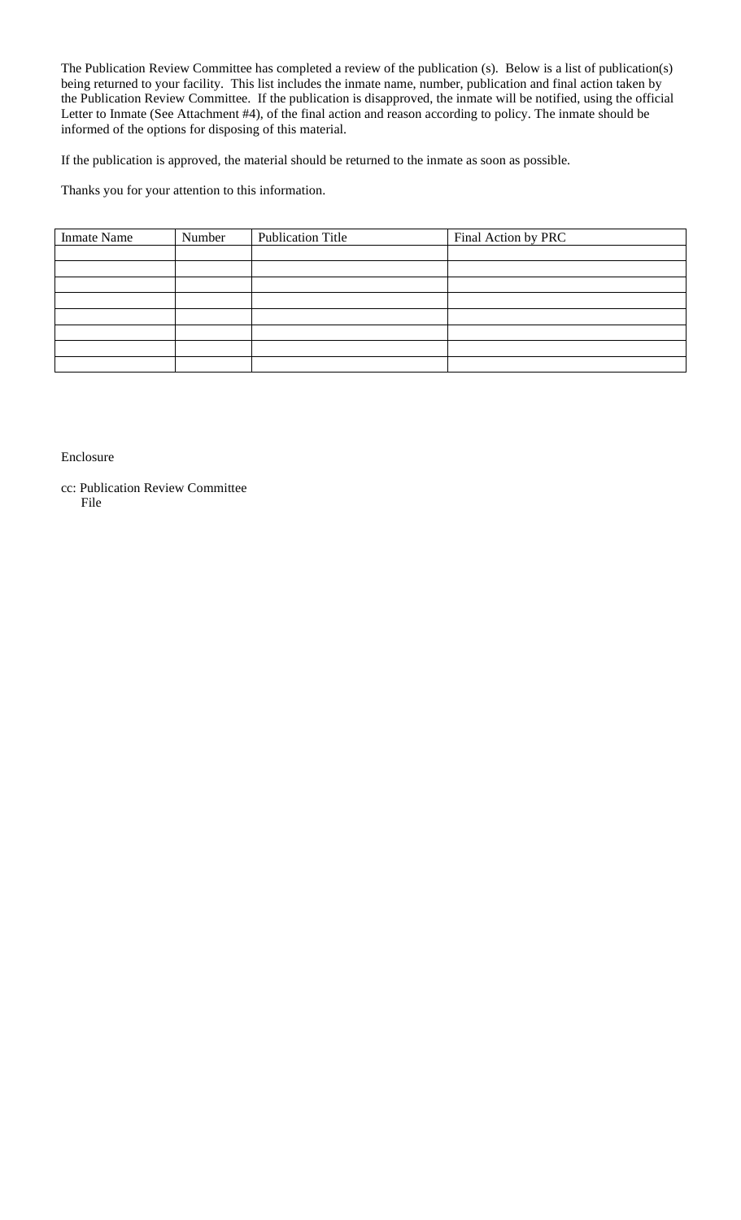The Publication Review Committee has completed a review of the publication (s). Below is a list of publication(s) being returned to your facility. This list includes the inmate name, number, publication and final action taken by the Publication Review Committee. If the publication is disapproved, the inmate will be notified, using the official Letter to Inmate (See Attachment #4), of the final action and reason according to policy. The inmate should be informed of the options for disposing of this material.

If the publication is approved, the material should be returned to the inmate as soon as possible.

Thanks you for your attention to this information.

| Inmate Name | Number | Publication Title | Final Action by PRC |
|---|---|---|---|
| | | | |
| | | | |
| | | | |
| | | | |
| | | | |
| | | | |
| | | | |
| | | | |

Enclosure

cc: Publication Review Committee
File